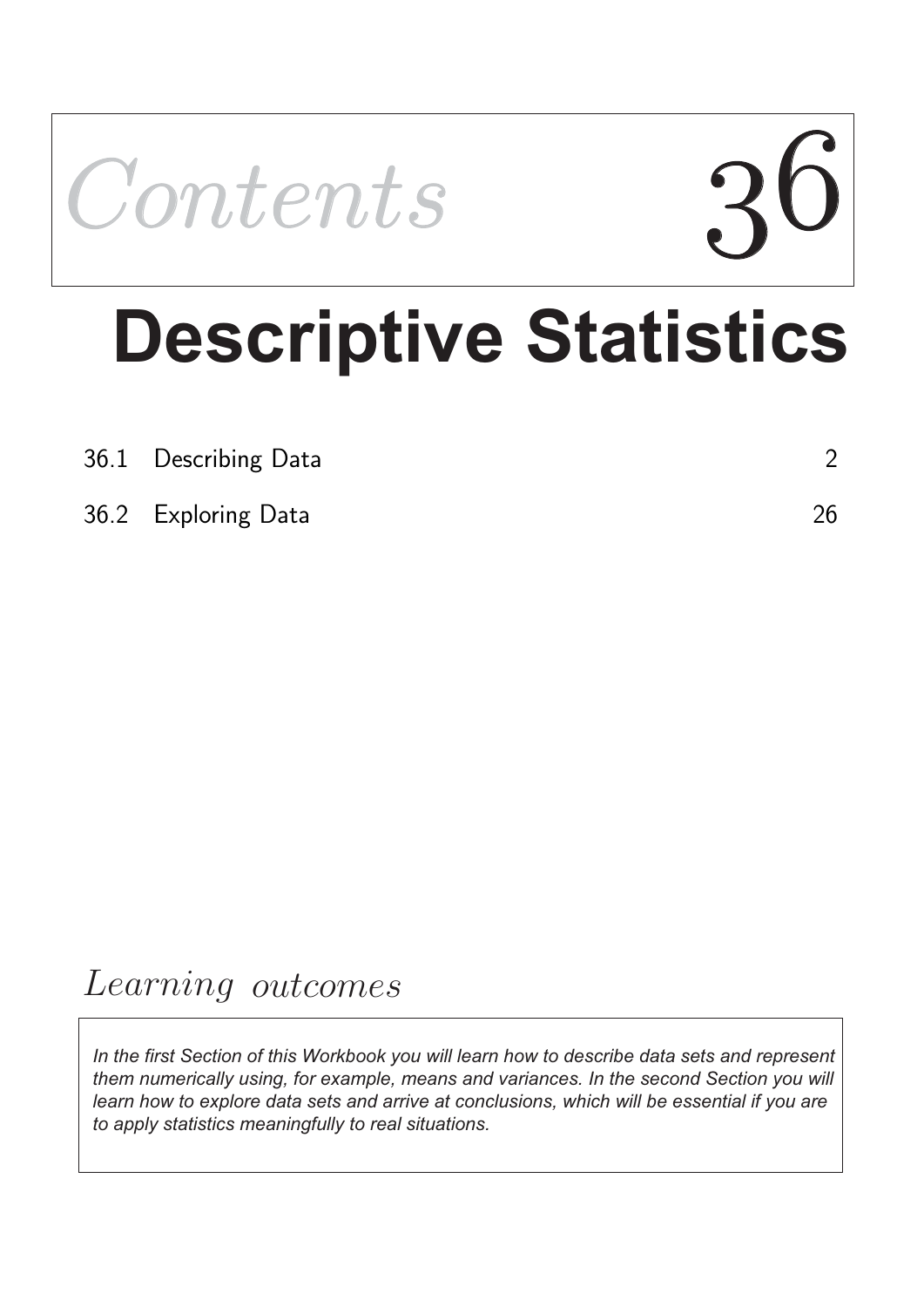*Contents* 36

# Descriptive Statistics

| | | |
|---|---|---|
| 36.1 | Describing Data | 2 |
| 36.2 | Exploring Data | 26 |

## *Learning outcomes*

*In the first Section of this Workbook you will learn how to describe data sets and represent them numerically using, for example, means and variances. In the second Section you will learn how to explore data sets and arrive at conclusions, which will be essential if you are to apply statistics meaningfully to real situations.*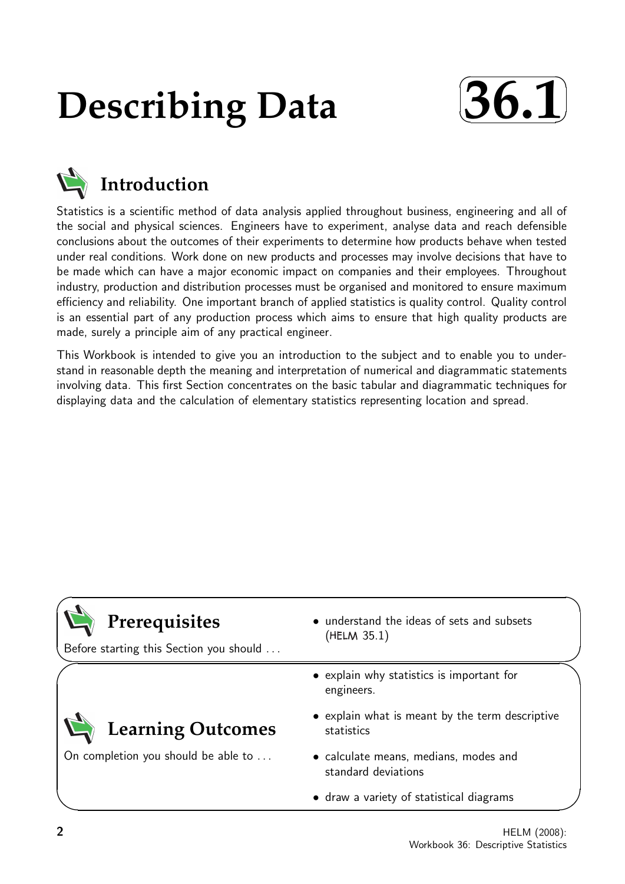# Describing Data

**36.1**

## Introduction

Statistics is a scientific method of data analysis applied throughout business, engineering and all of the social and physical sciences. Engineers have to experiment, analyse data and reach defensible conclusions about the outcomes of their experiments to determine how products behave when tested under real conditions. Work done on new products and processes may involve decisions that have to be made which can have a major economic impact on companies and their employees. Throughout industry, production and distribution processes must be organised and monitored to ensure maximum efficiency and reliability. One important branch of applied statistics is quality control. Quality control is an essential part of any production process which aims to ensure that high quality products are made, surely a principle aim of any practical engineer.

This Workbook is intended to give you an introduction to the subject and to enable you to understand in reasonable depth the meaning and interpretation of numerical and diagrammatic statements involving data. This first Section concentrates on the basic tabular and diagrammatic techniques for displaying data and the calculation of elementary statistics representing location and spread.

## Prerequisites

Before starting this Section you should ...

- understand the ideas of sets and subsets (HELM 35.1)

## Learning Outcomes

On completion you should be able to ...

- explain why statistics is important for engineers.
- explain what is meant by the term descriptive statistics
- calculate means, medians, modes and standard deviations
- draw a variety of statistical diagrams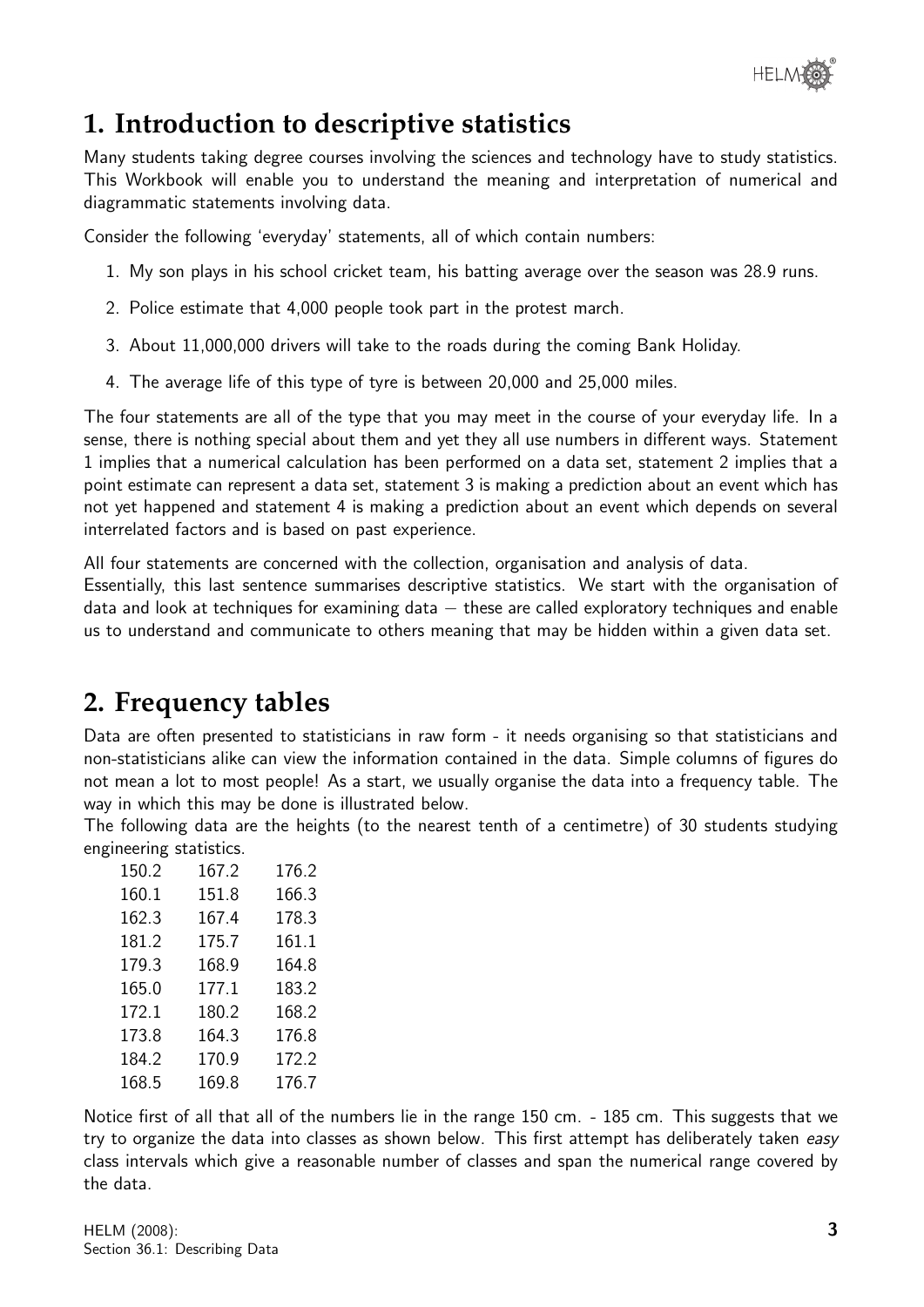# 1. Introduction to descriptive statistics

Many students taking degree courses involving the sciences and technology have to study statistics. This Workbook will enable you to understand the meaning and interpretation of numerical and diagrammatic statements involving data.

Consider the following 'everyday' statements, all of which contain numbers:

1. My son plays in his school cricket team, his batting average over the season was 28.9 runs.
2. Police estimate that 4,000 people took part in the protest march.
3. About 11,000,000 drivers will take to the roads during the coming Bank Holiday.
4. The average life of this type of tyre is between 20,000 and 25,000 miles.

The four statements are all of the type that you may meet in the course of your everyday life. In a sense, there is nothing special about them and yet they all use numbers in different ways. Statement 1 implies that a numerical calculation has been performed on a data set, statement 2 implies that a point estimate can represent a data set, statement 3 is making a prediction about an event which has not yet happened and statement 4 is making a prediction about an event which depends on several interrelated factors and is based on past experience.

All four statements are concerned with the collection, organisation and analysis of data.
Essentially, this last sentence summarises descriptive statistics. We start with the organisation of data and look at techniques for examining data – these are called exploratory techniques and enable us to understand and communicate to others meaning that may be hidden within a given data set.

# 2. Frequency tables

Data are often presented to statisticians in raw form - it needs organising so that statisticians and non-statisticians alike can view the information contained in the data. Simple columns of figures do not mean a lot to most people! As a start, we usually organise the data into a frequency table. The way in which this may be done is illustrated below.
The following data are the heights (to the nearest tenth of a centimetre) of 30 students studying engineering statistics.

| | | |
|---|---|---|
| 150.2 | 167.2 | 176.2 |
| 160.1 | 151.8 | 166.3 |
| 162.3 | 167.4 | 178.3 |
| 181.2 | 175.7 | 161.1 |
| 179.3 | 168.9 | 164.8 |
| 165.0 | 177.1 | 183.2 |
| 172.1 | 180.2 | 168.2 |
| 173.8 | 164.3 | 176.8 |
| 184.2 | 170.9 | 172.2 |
| 168.5 | 169.8 | 176.7 |

Notice first of all that all of the numbers lie in the range 150 cm. - 185 cm. This suggests that we try to organize the data into classes as shown below. This first attempt has deliberately taken *easy* class intervals which give a reasonable number of classes and span the numerical range covered by the data.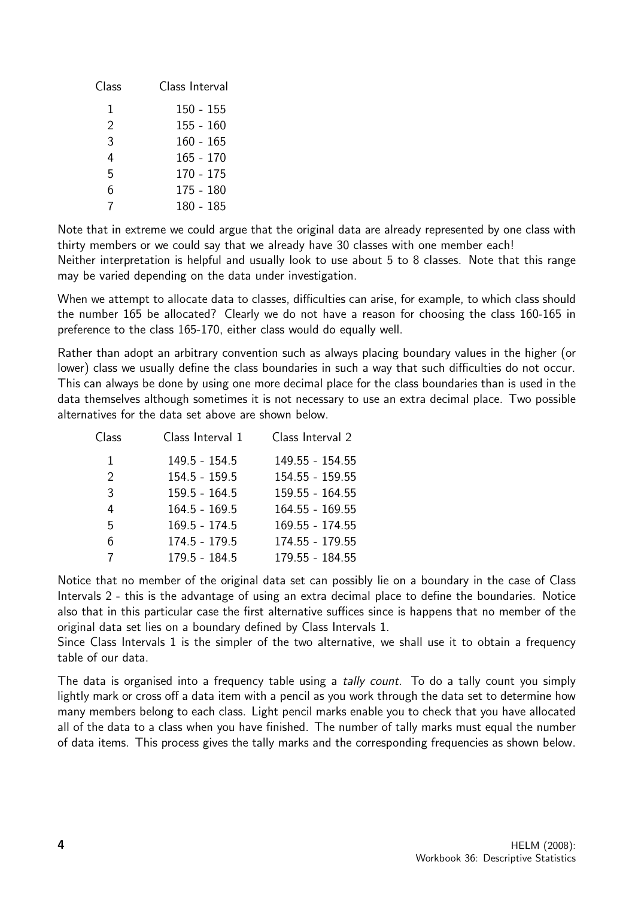| Class | Class Interval |
|---|---|
| 1 | 150 - 155 |
| 2 | 155 - 160 |
| 3 | 160 - 165 |
| 4 | 165 - 170 |
| 5 | 170 - 175 |
| 6 | 175 - 180 |
| 7 | 180 - 185 |

Note that in extreme we could argue that the original data are already represented by one class with thirty members or we could say that we already have 30 classes with one member each! Neither interpretation is helpful and usually look to use about 5 to 8 classes. Note that this range may be varied depending on the data under investigation.

When we attempt to allocate data to classes, difficulties can arise, for example, to which class should the number 165 be allocated? Clearly we do not have a reason for choosing the class 160-165 in preference to the class 165-170, either class would do equally well.

Rather than adopt an arbitrary convention such as always placing boundary values in the higher (or lower) class we usually define the class boundaries in such a way that such difficulties do not occur. This can always be done by using one more decimal place for the class boundaries than is used in the data themselves although sometimes it is not necessary to use an extra decimal place. Two possible alternatives for the data set above are shown below.

| Class | Class Interval 1 | Class Interval 2 |
|---|---|---|
| 1 | 149.5 - 154.5 | 149.55 - 154.55 |
| 2 | 154.5 - 159.5 | 154.55 - 159.55 |
| 3 | 159.5 - 164.5 | 159.55 - 164.55 |
| 4 | 164.5 - 169.5 | 164.55 - 169.55 |
| 5 | 169.5 - 174.5 | 169.55 - 174.55 |
| 6 | 174.5 - 179.5 | 174.55 - 179.55 |
| 7 | 179.5 - 184.5 | 179.55 - 184.55 |

Notice that no member of the original data set can possibly lie on a boundary in the case of Class Intervals 2 - this is the advantage of using an extra decimal place to define the boundaries. Notice also that in this particular case the first alternative suffices since is happens that no member of the original data set lies on a boundary defined by Class Intervals 1.

Since Class Intervals 1 is the simpler of the two alternative, we shall use it to obtain a frequency table of our data.

The data is organised into a frequency table using a *tally count*. To do a tally count you simply lightly mark or cross off a data item with a pencil as you work through the data set to determine how many members belong to each class. Light pencil marks enable you to check that you have allocated all of the data to a class when you have finished. The number of tally marks must equal the number of data items. This process gives the tally marks and the corresponding frequencies as shown below.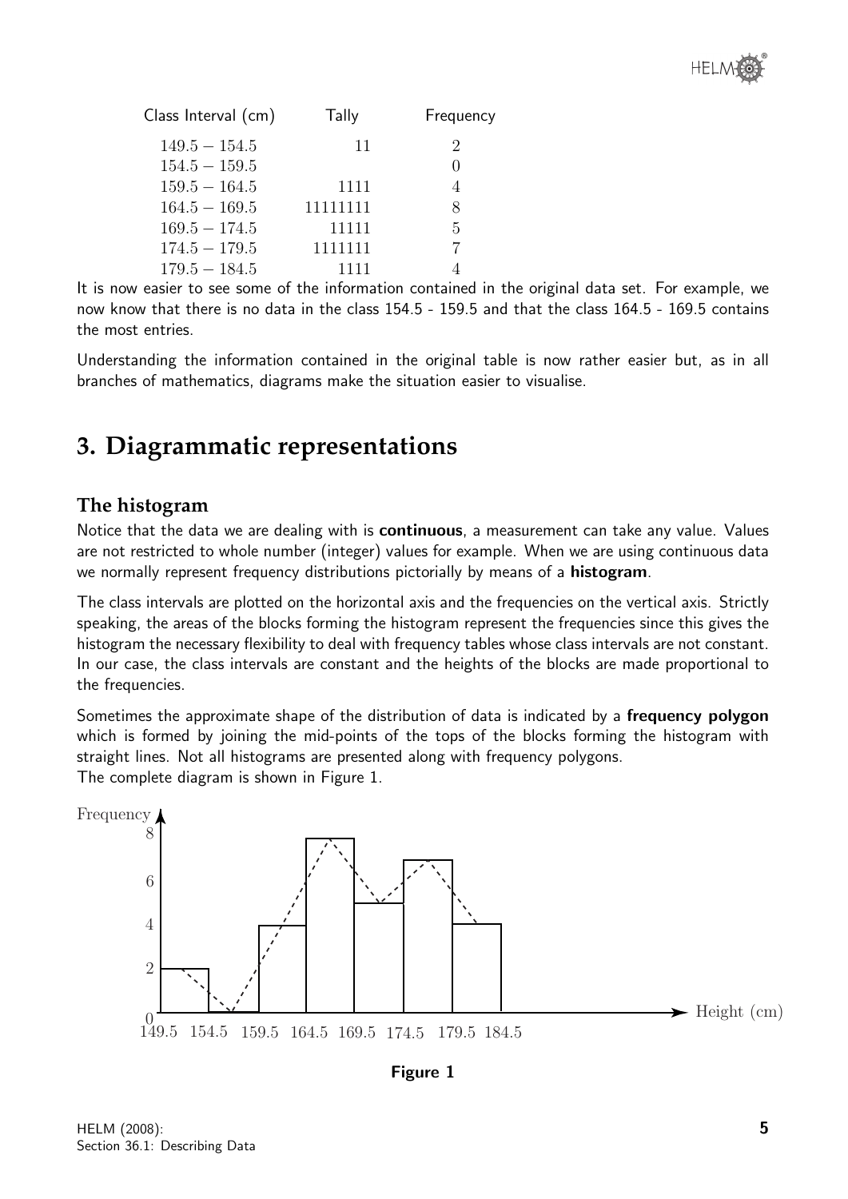| Class Interval (cm) | Tally | Frequency |
|---|---|---|
| $149.5 - 154.5$ | 11 | 2 |
| $154.5 - 159.5$ | | 0 |
| $159.5 - 164.5$ | 1111 | 4 |
| $164.5 - 169.5$ | 11111111 | 8 |
| $169.5 - 174.5$ | 11111 | 5 |
| $174.5 - 179.5$ | 1111111 | 7 |
| $179.5 - 184.5$ | 1111 | 4 |

It is now easier to see some of the information contained in the original data set. For example, we now know that there is no data in the class 154.5 - 159.5 and that the class 164.5 - 169.5 contains the most entries.

Understanding the information contained in the original table is now rather easier but, as in all branches of mathematics, diagrams make the situation easier to visualise.

## 3. Diagrammatic representations

### The histogram

Notice that the data we are dealing with is **continuous**, a measurement can take any value. Values are not restricted to whole number (integer) values for example. When we are using continuous data we normally represent frequency distributions pictorially by means of a **histogram**.

The class intervals are plotted on the horizontal axis and the frequencies on the vertical axis. Strictly speaking, the areas of the blocks forming the histogram represent the frequencies since this gives the histogram the necessary flexibility to deal with frequency tables whose class intervals are not constant. In our case, the class intervals are constant and the heights of the blocks are made proportional to the frequencies.

Sometimes the approximate shape of the distribution of data is indicated by a **frequency polygon** which is formed by joining the mid-points of the tops of the blocks forming the histogram with straight lines. Not all histograms are presented along with frequency polygons.
The complete diagram is shown in Figure 1.

**Figure 1**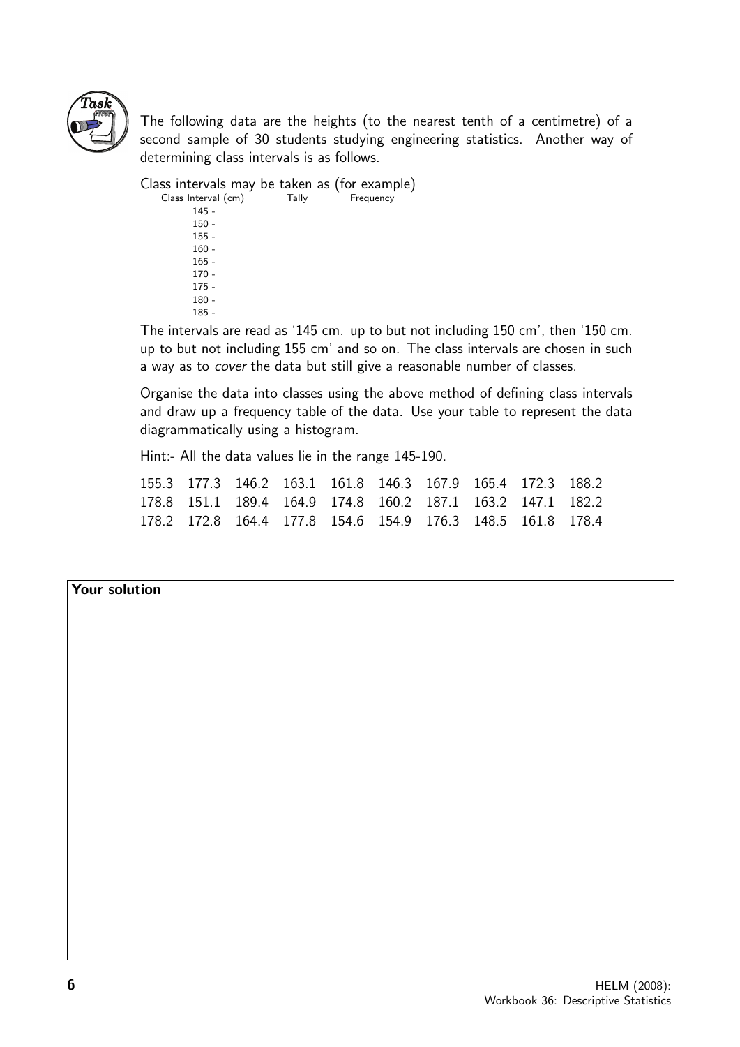The following data are the heights (to the nearest tenth of a centimetre) of a second sample of 30 students studying engineering statistics. Another way of determining class intervals is as follows.

Class intervals may be taken as (for example)

| Class Interval (cm) | Tally | Frequency |
| --- | --- | --- |
| 145 - | | |
| 150 - | | |
| 155 - | | |
| 160 - | | |
| 165 - | | |
| 170 - | | |
| 175 - | | |
| 180 - | | |
| 185 - | | |

The intervals are read as '145 cm. up to but not including 150 cm', then '150 cm. up to but not including 155 cm' and so on. The class intervals are chosen in such a way as to *cover* the data but still give a reasonable number of classes.

Organise the data into classes using the above method of defining class intervals and draw up a frequency table of the data. Use your table to represent the data diagrammatically using a histogram.

Hint:- All the data values lie in the range 145-190.

| | | | | | | | | | |
| --- | --- | --- | --- | --- | --- | --- | --- | --- | --- |
| 155.3 | 177.3 | 146.2 | 163.1 | 161.8 | 146.3 | 167.9 | 165.4 | 172.3 | 188.2 |
| 178.8 | 151.1 | 189.4 | 164.9 | 174.8 | 160.2 | 187.1 | 163.2 | 147.1 | 182.2 |
| 178.2 | 172.8 | 164.4 | 177.8 | 154.6 | 154.9 | 176.3 | 148.5 | 161.8 | 178.4 |

**Your solution**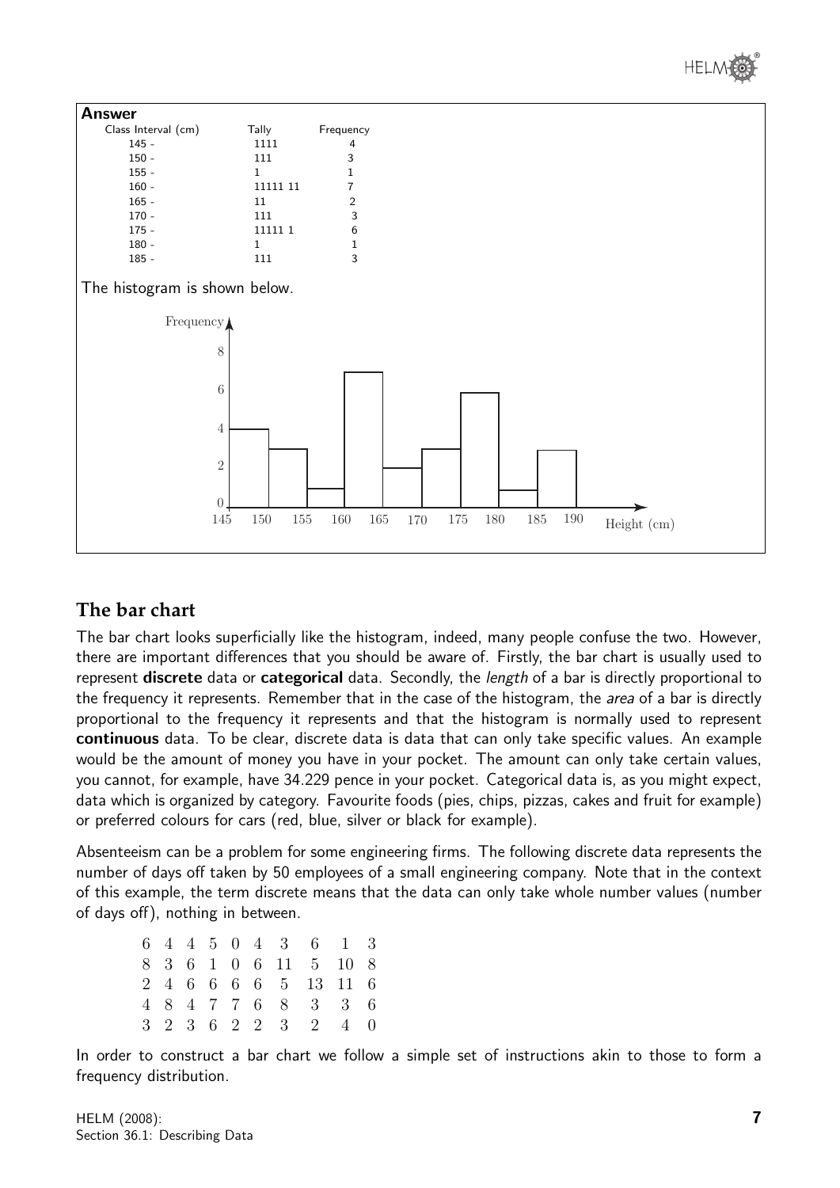**Answer**

| Class Interval (cm) | Tally | Frequency |
|---|---|---|
| 145 - | 1111 | 4 |
| 150 - | 111 | 3 |
| 155 - | 1 | 1 |
| 160 - | 11111 11 | 7 |
| 165 - | 11 | 2 |
| 170 - | 111 | 3 |
| 175 - | 11111 1 | 6 |
| 180 - | 1 | 1 |
| 185 - | 111 | 3 |

The histogram is shown below.

## The bar chart

The bar chart looks superficially like the histogram, indeed, many people confuse the two. However, there are important differences that you should be aware of. Firstly, the bar chart is usually used to represent **discrete** data or **categorical** data. Secondly, the *length* of a bar is directly proportional to the frequency it represents. Remember that in the case of the histogram, the *area* of a bar is directly proportional to the frequency it represents and that the histogram is normally used to represent **continuous** data. To be clear, discrete data is data that can only take specific values. An example would be the amount of money you have in your pocket. The amount can only take certain values, you cannot, for example, have 34.229 pence in your pocket. Categorical data is, as you might expect, data which is organized by category. Favourite foods (pies, chips, pizzas, cakes and fruit for example) or preferred colours for cars (red, blue, silver or black for example).

Absenteeism can be a problem for some engineering firms. The following discrete data represents the number of days off taken by 50 employees of a small engineering company. Note that in the context of this example, the term discrete means that the data can only take whole number values (number of days off), nothing in between.

|   |   |   |   |   |   |    |    |    |   |
|---|---|---|---|---|---|----|----|----|---|
| 6 | 4 | 4 | 5 | 0 | 4 | 3  | 6  | 1  | 3 |
| 8 | 3 | 6 | 1 | 0 | 6 | 11 | 5  | 10 | 8 |
| 2 | 4 | 6 | 6 | 6 | 6 | 5  | 13 | 11 | 6 |
| 4 | 8 | 4 | 7 | 7 | 6 | 8  | 3  | 3  | 6 |
| 3 | 2 | 3 | 6 | 2 | 2 | 3  | 2  | 4  | 0 |

In order to construct a bar chart we follow a simple set of instructions akin to those to form a frequency distribution.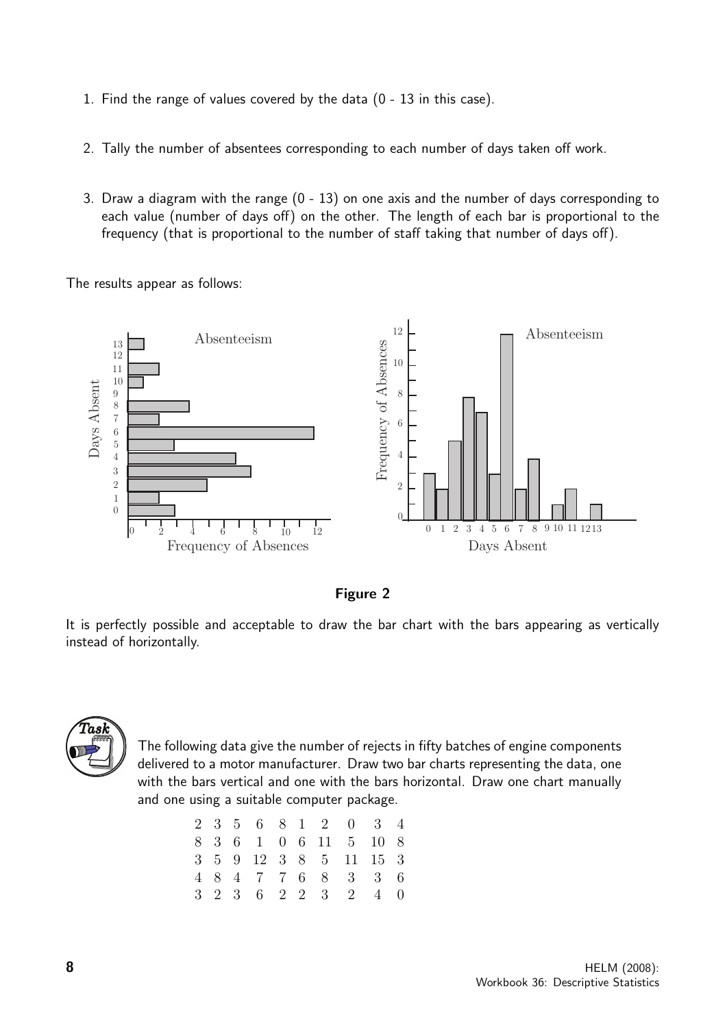1. Find the range of values covered by the data (0 - 13 in this case).

2. Tally the number of absentees corresponding to each number of days taken off work.

3. Draw a diagram with the range (0 - 13) on one axis and the number of days corresponding to each value (number of days off) on the other. The length of each bar is proportional to the frequency (that is proportional to the number of staff taking that number of days off).

The results appear as follows:

**Figure 2**

It is perfectly possible and acceptable to draw the bar chart with the bars appearing as vertically instead of horizontally.

**Task**

The following data give the number of rejects in fifty batches of engine components delivered to a motor manufacturer. Draw two bar charts representing the data, one with the bars vertical and one with the bars horizontal. Draw one chart manually and one using a suitable computer package.

| | | | | | | | | | |
|---|---|---|---|---|---|---|---|---|---|
| 2 | 3 | 5 | 6 | 8 | 1 | 2 | 0 | 3 | 4 |
| 8 | 3 | 6 | 1 | 0 | 6 | 11 | 5 | 10 | 8 |
| 3 | 5 | 9 | 12 | 3 | 8 | 5 | 11 | 15 | 3 |
| 4 | 8 | 4 | 7 | 7 | 6 | 8 | 3 | 3 | 6 |
| 3 | 2 | 3 | 6 | 2 | 2 | 3 | 2 | 4 | 0 |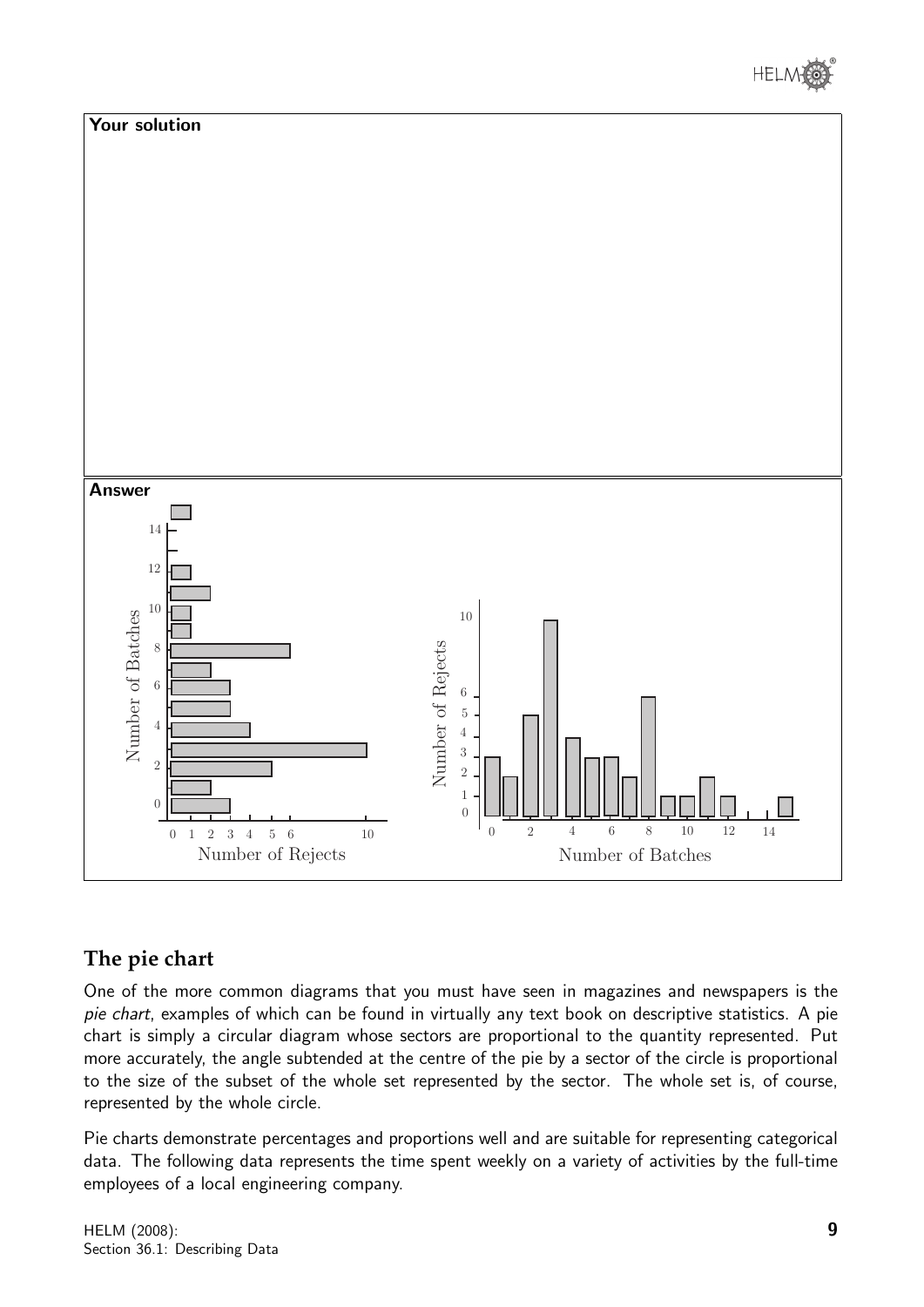**Your solution**

**Answer**

## The pie chart

One of the more common diagrams that you must have seen in magazines and newspapers is the *pie chart*, examples of which can be found in virtually any text book on descriptive statistics. A pie chart is simply a circular diagram whose sectors are proportional to the quantity represented. Put more accurately, the angle subtended at the centre of the pie by a sector of the circle is proportional to the size of the subset of the whole set represented by the sector. The whole set is, of course, represented by the whole circle.

Pie charts demonstrate percentages and proportions well and are suitable for representing categorical data. The following data represents the time spent weekly on a variety of activities by the full-time employees of a local engineering company.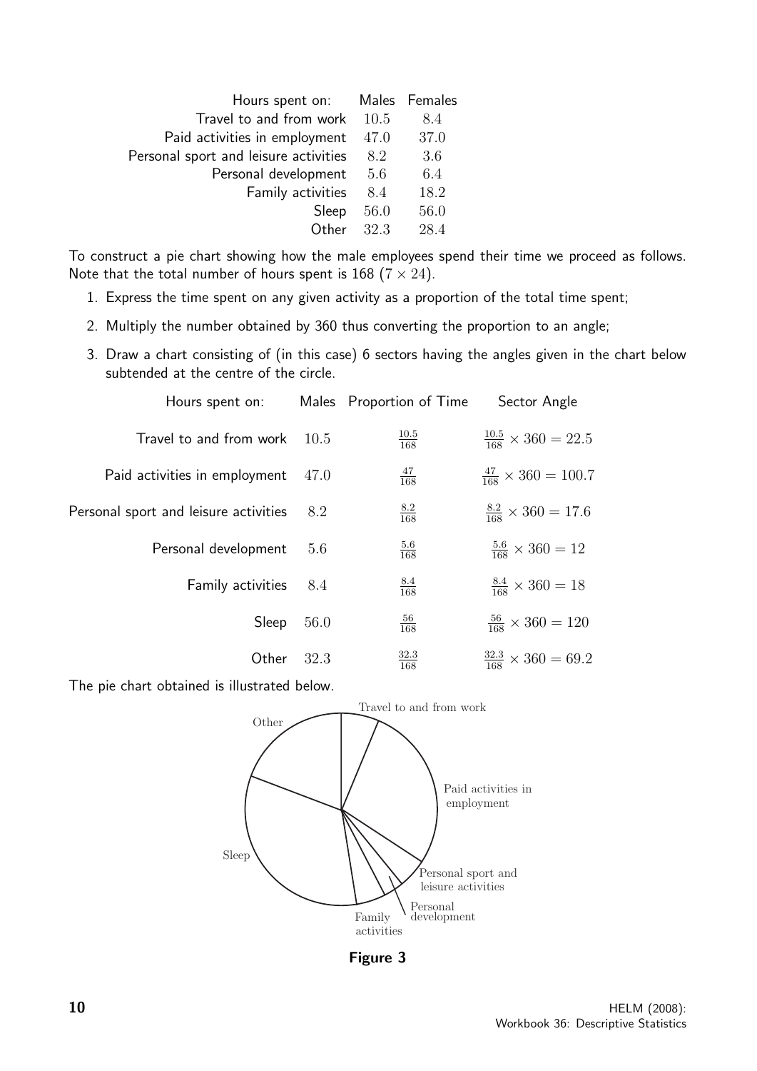| Hours spent on: | Males | Females |
|---|---|---|
| Travel to and from work | 10.5 | 8.4 |
| Paid activities in employment | 47.0 | 37.0 |
| Personal sport and leisure activities | 8.2 | 3.6 |
| Personal development | 5.6 | 6.4 |
| Family activities | 8.4 | 18.2 |
| Sleep | 56.0 | 56.0 |
| Other | 32.3 | 28.4 |

To construct a pie chart showing how the male employees spend their time we proceed as follows. Note that the total number of hours spent is 168 ($7 \times 24$).

1. Express the time spent on any given activity as a proportion of the total time spent;
2. Multiply the number obtained by 360 thus converting the proportion to an angle;
3. Draw a chart consisting of (in this case) 6 sectors having the angles given in the chart below subtended at the centre of the circle.

| Hours spent on: | Males | Proportion of Time | Sector Angle |
|---|---|---|---|
| Travel to and from work | 10.5 | $\frac{10.5}{168}$ | $\frac{10.5}{168} \times 360 = 22.5$ |
| Paid activities in employment | 47.0 | $\frac{47}{168}$ | $\frac{47}{168} \times 360 = 100.7$ |
| Personal sport and leisure activities | 8.2 | $\frac{8.2}{168}$ | $\frac{8.2}{168} \times 360 = 17.6$ |
| Personal development | 5.6 | $\frac{5.6}{168}$ | $\frac{5.6}{168} \times 360 = 12$ |
| Family activities | 8.4 | $\frac{8.4}{168}$ | $\frac{8.4}{168} \times 360 = 18$ |
| Sleep | 56.0 | $\frac{56}{168}$ | $\frac{56}{168} \times 360 = 120$ |
| Other | 32.3 | $\frac{32.3}{168}$ | $\frac{32.3}{168} \times 360 = 69.2$ |

The pie chart obtained is illustrated below.

**Figure 3**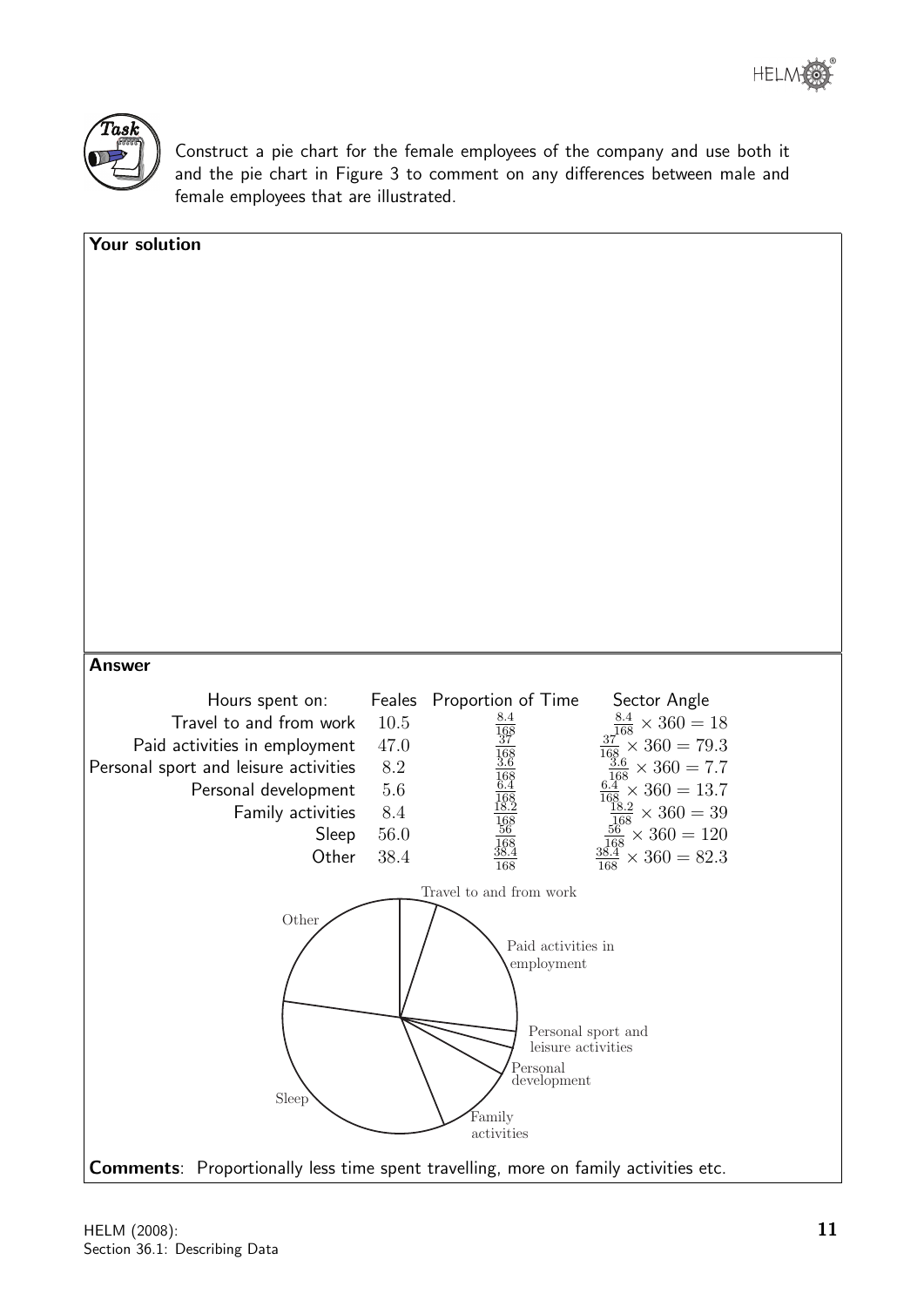**Task**

Construct a pie chart for the female employees of the company and use both it and the pie chart in Figure 3 to comment on any differences between male and female employees that are illustrated.

**Your solution**

**Answer**

| Hours spent on: | Feales | Proportion of Time | Sector Angle |
|---|---|---|---|
| Travel to and from work | 10.5 | $\frac{8.4}{168}$ | $\frac{8.4}{168} \times 360 = 18$ |
| Paid activities in employment | 47.0 | $\frac{37}{168}$ | $\frac{37}{168} \times 360 = 79.3$ |
| Personal sport and leisure activities | 8.2 | $\frac{3.6}{168}$ | $\frac{3.6}{168} \times 360 = 7.7$ |
| Personal development | 5.6 | $\frac{6.4}{168}$ | $\frac{6.4}{168} \times 360 = 13.7$ |
| Family activities | 8.4 | $\frac{18.2}{168}$ | $\frac{18.2}{168} \times 360 = 39$ |
| Sleep | 56.0 | $\frac{56}{168}$ | $\frac{56}{168} \times 360 = 120$ |
| Other | 38.4 | $\frac{38.4}{168}$ | $\frac{38.4}{168} \times 360 = 82.3$ |

Travel to and from work

Other

Paid activities in employment

Personal sport and leisure activities

Personal development

Sleep

Family activities

**Comments**: Proportionally less time spent travelling, more on family activities etc.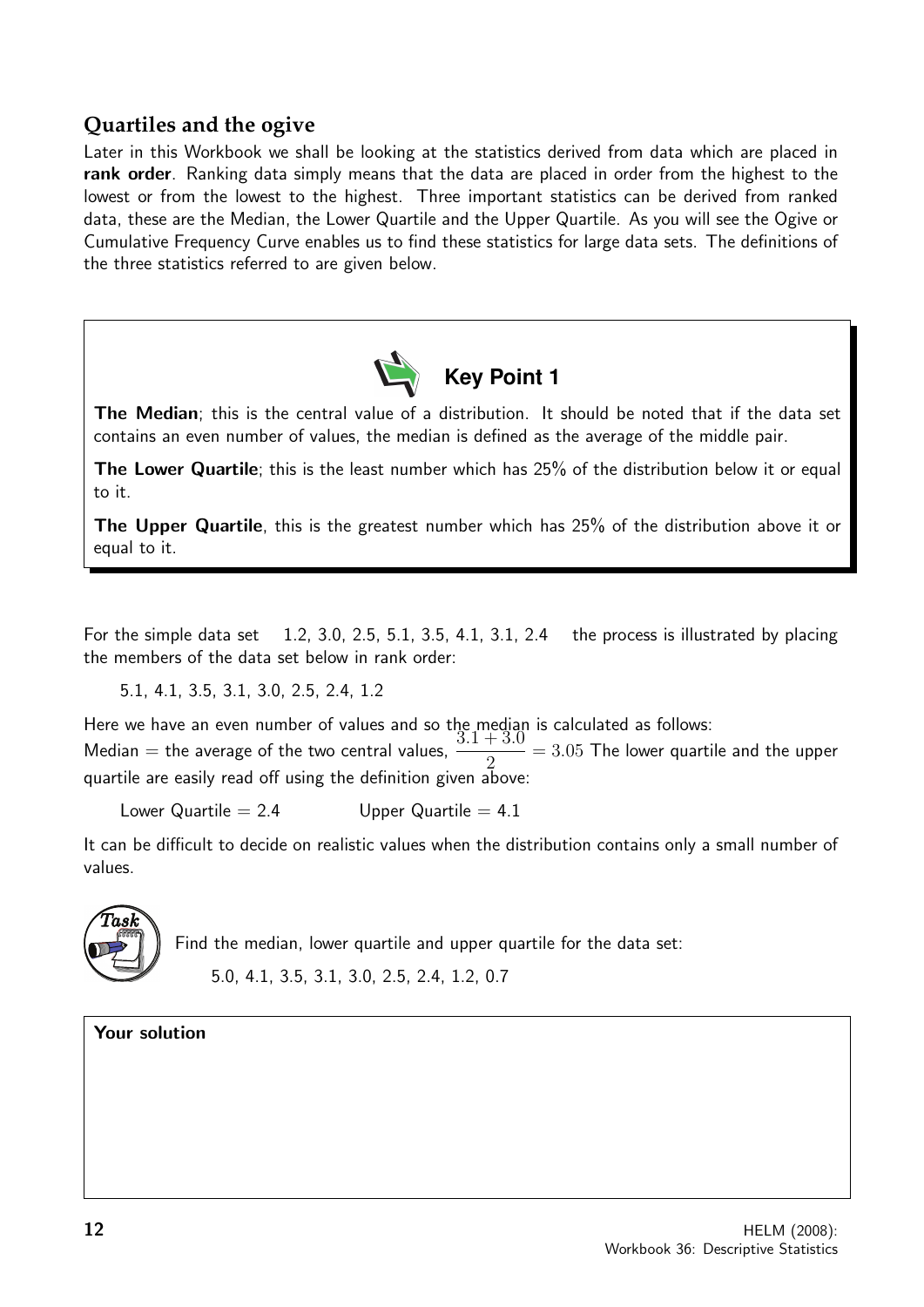## Quartiles and the ogive

Later in this Workbook we shall be looking at the statistics derived from data which are placed in **rank order**. Ranking data simply means that the data are placed in order from the highest to the lowest or from the lowest to the highest. Three important statistics can be derived from ranked data, these are the Median, the Lower Quartile and the Upper Quartile. As you will see the Ogive or Cumulative Frequency Curve enables us to find these statistics for large data sets. The definitions of the three statistics referred to are given below.

### Key Point 1

**The Median**; this is the central value of a distribution. It should be noted that if the data set contains an even number of values, the median is defined as the average of the middle pair.

**The Lower Quartile**; this is the least number which has 25% of the distribution below it or equal to it.

**The Upper Quartile**, this is the greatest number which has 25% of the distribution above it or equal to it.

For the simple data set 1.2, 3.0, 2.5, 5.1, 3.5, 4.1, 3.1, 2.4 the process is illustrated by placing the members of the data set below in rank order:

5.1, 4.1, 3.5, 3.1, 3.0, 2.5, 2.4, 1.2

Here we have an even number of values and so the median is calculated as follows:

Median = the average of the two central values, $\dfrac{3.1+3.0}{2} = 3.05$ The lower quartile and the upper quartile are easily read off using the definition given above:

Lower Quartile = 2.4 Upper Quartile = 4.1

It can be difficult to decide on realistic values when the distribution contains only a small number of values.

**Task**

Find the median, lower quartile and upper quartile for the data set:

5.0, 4.1, 3.5, 3.1, 3.0, 2.5, 2.4, 1.2, 0.7

**Your solution**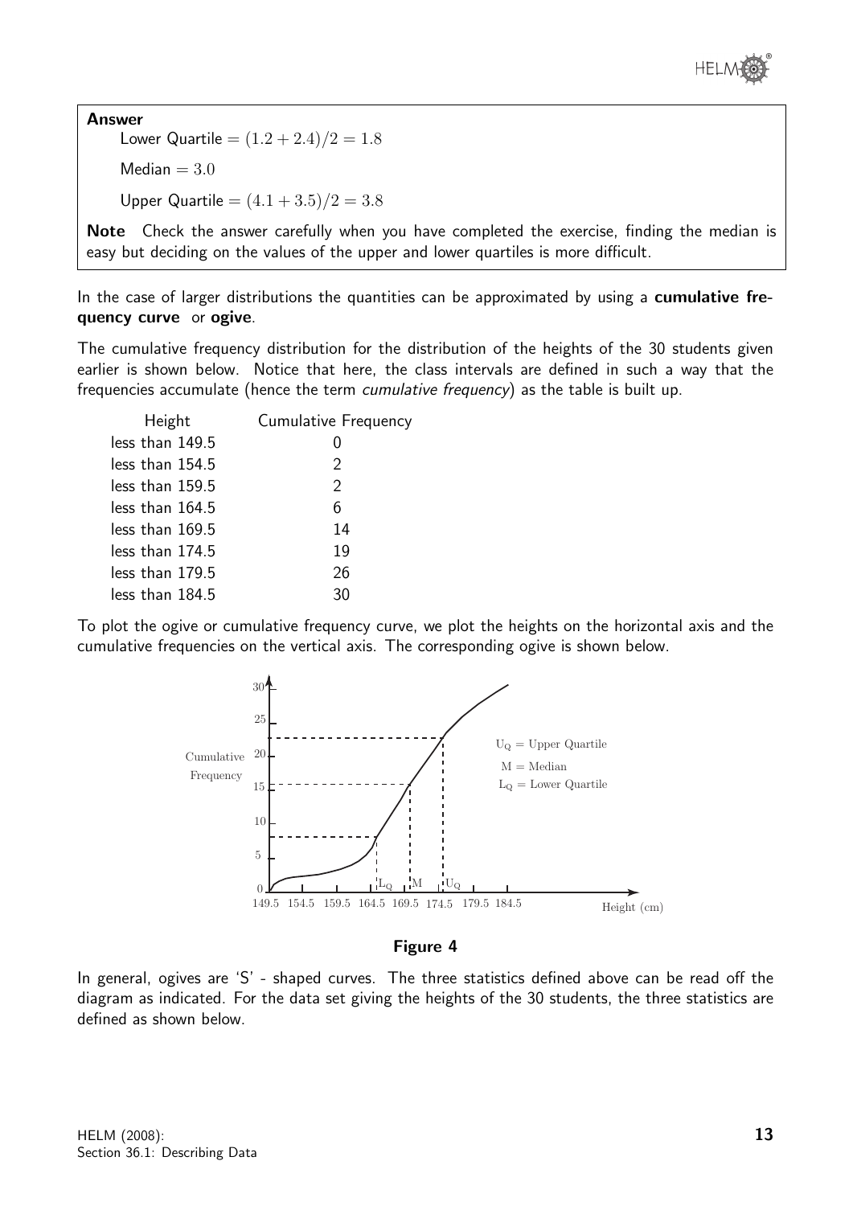**Answer**

Lower Quartile $= (1.2 + 2.4)/2 = 1.8$

Median $= 3.0$

Upper Quartile $= (4.1 + 3.5)/2 = 3.8$

**Note** Check the answer carefully when you have completed the exercise, finding the median is easy but deciding on the values of the upper and lower quartiles is more difficult.

In the case of larger distributions the quantities can be approximated by using a **cumulative frequency curve** or **ogive**.

The cumulative frequency distribution for the distribution of the heights of the 30 students given earlier is shown below. Notice that here, the class intervals are defined in such a way that the frequencies accumulate (hence the term *cumulative frequency*) as the table is built up.

| Height | Cumulative Frequency |
|---|---|
| less than 149.5 | 0 |
| less than 154.5 | 2 |
| less than 159.5 | 2 |
| less than 164.5 | 6 |
| less than 169.5 | 14 |
| less than 174.5 | 19 |
| less than 179.5 | 26 |
| less than 184.5 | 30 |

To plot the ogive or cumulative frequency curve, we plot the heights on the horizontal axis and the cumulative frequencies on the vertical axis. The corresponding ogive is shown below.

**Figure 4**

In general, ogives are 'S' - shaped curves. The three statistics defined above can be read off the diagram as indicated. For the data set giving the heights of the 30 students, the three statistics are defined as shown below.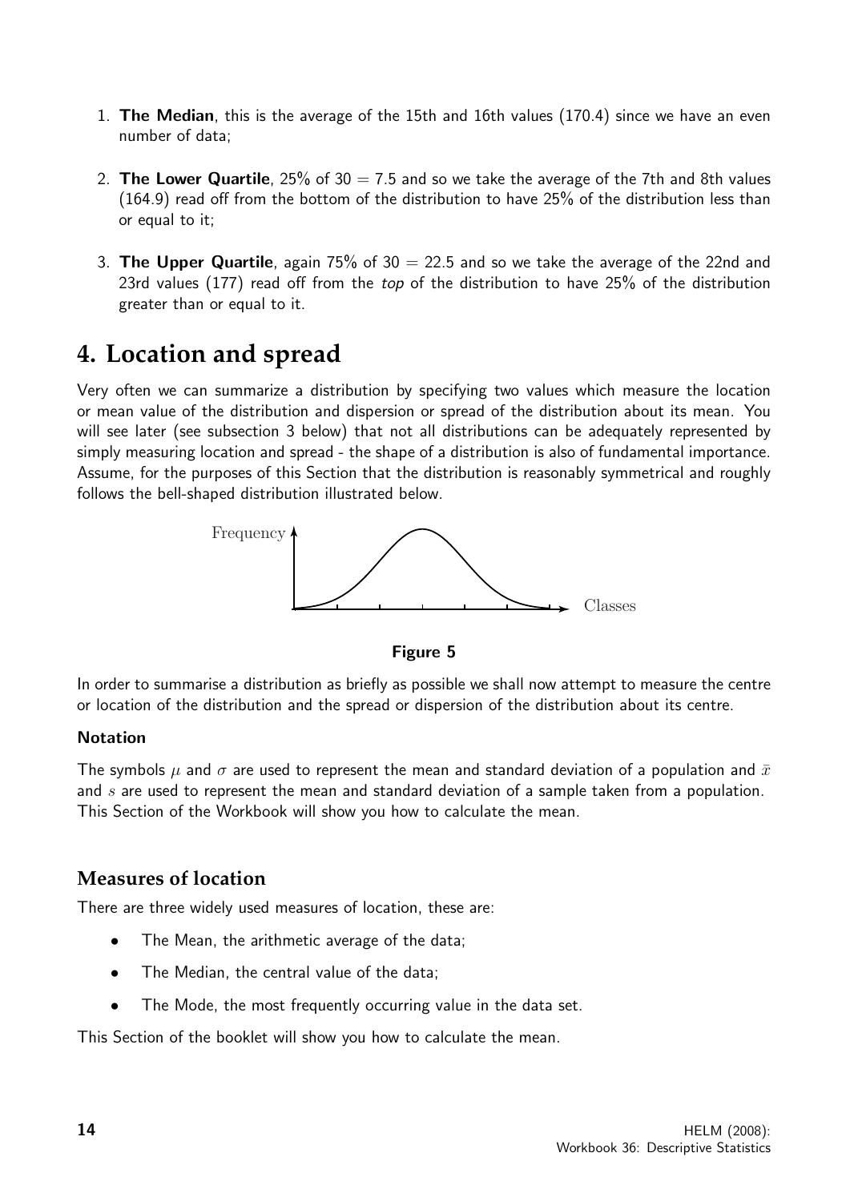1. **The Median**, this is the average of the 15th and 16th values (170.4) since we have an even number of data;

2. **The Lower Quartile**, 25% of 30 = 7.5 and so we take the average of the 7th and 8th values (164.9) read off from the bottom of the distribution to have 25% of the distribution less than or equal to it;

3. **The Upper Quartile**, again 75% of 30 = 22.5 and so we take the average of the 22nd and 23rd values (177) read off from the *top* of the distribution to have 25% of the distribution greater than or equal to it.

# 4. Location and spread

Very often we can summarize a distribution by specifying two values which measure the location or mean value of the distribution and dispersion or spread of the distribution about its mean. You will see later (see subsection 3 below) that not all distributions can be adequately represented by simply measuring location and spread - the shape of a distribution is also of fundamental importance. Assume, for the purposes of this Section that the distribution is reasonably symmetrical and roughly follows the bell-shaped distribution illustrated below.

Frequency

Classes

**Figure 5**

In order to summarise a distribution as briefly as possible we shall now attempt to measure the centre or location of the distribution and the spread or dispersion of the distribution about its centre.

**Notation**

The symbols $\mu$ and $\sigma$ are used to represent the mean and standard deviation of a population and $\bar{x}$ and $s$ are used to represent the mean and standard deviation of a sample taken from a population. This Section of the Workbook will show you how to calculate the mean.

## Measures of location

There are three widely used measures of location, these are:

- The Mean, the arithmetic average of the data;
- The Median, the central value of the data;
- The Mode, the most frequently occurring value in the data set.

This Section of the booklet will show you how to calculate the mean.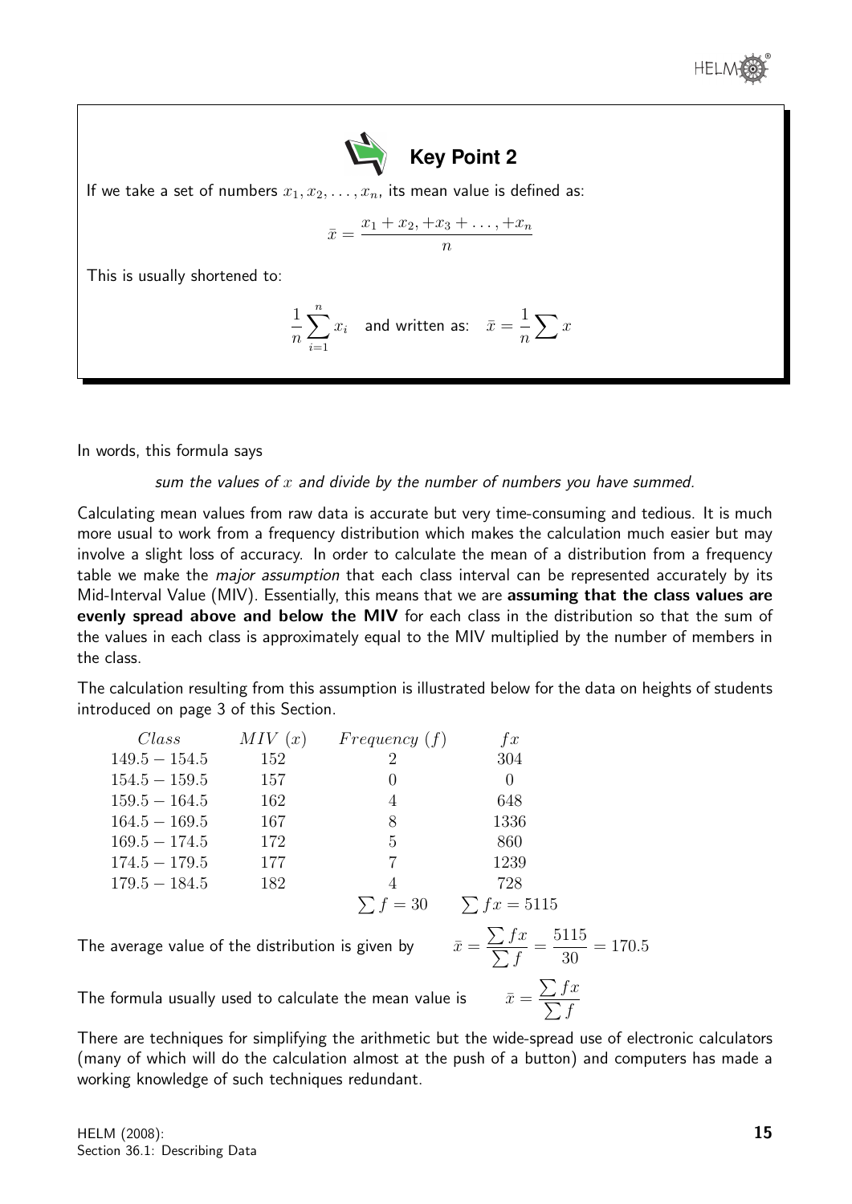## Key Point 2

If we take a set of numbers $x_1, x_2, \ldots, x_n$, its mean value is defined as:

$$\bar{x} = \frac{x_1 + x_2, + x_3 + \ldots, + x_n}{n}$$

This is usually shortened to:

$$\frac{1}{n}\sum_{i=1}^{n} x_i \quad \text{and written as:} \quad \bar{x} = \frac{1}{n}\sum x$$

In words, this formula says

*sum the values of $x$ and divide by the number of numbers you have summed.*

Calculating mean values from raw data is accurate but very time-consuming and tedious. It is much more usual to work from a frequency distribution which makes the calculation much easier but may involve a slight loss of accuracy. In order to calculate the mean of a distribution from a frequency table we make the *major assumption* that each class interval can be represented accurately by its Mid-Interval Value (MIV). Essentially, this means that we are **assuming that the class values are evenly spread above and below the MIV** for each class in the distribution so that the sum of the values in each class is approximately equal to the MIV multiplied by the number of members in the class.

The calculation resulting from this assumption is illustrated below for the data on heights of students introduced on page 3 of this Section.

| *Class* | *MIV* ($x$) | *Frequency* ($f$) | $fx$ |
|---|---|---|---|
| $149.5 - 154.5$ | 152 | 2 | 304 |
| $154.5 - 159.5$ | 157 | 0 | 0 |
| $159.5 - 164.5$ | 162 | 4 | 648 |
| $164.5 - 169.5$ | 167 | 8 | 1336 |
| $169.5 - 174.5$ | 172 | 5 | 860 |
| $174.5 - 179.5$ | 177 | 7 | 1239 |
| $179.5 - 184.5$ | 182 | 4 | 728 |
| | | $\sum f = 30$ | $\sum fx = 5115$ |

The average value of the distribution is given by $\quad \bar{x} = \dfrac{\sum fx}{\sum f} = \dfrac{5115}{30} = 170.5$

The formula usually used to calculate the mean value is $\quad \bar{x} = \dfrac{\sum fx}{\sum f}$

There are techniques for simplifying the arithmetic but the wide-spread use of electronic calculators (many of which will do the calculation almost at the push of a button) and computers has made a working knowledge of such techniques redundant.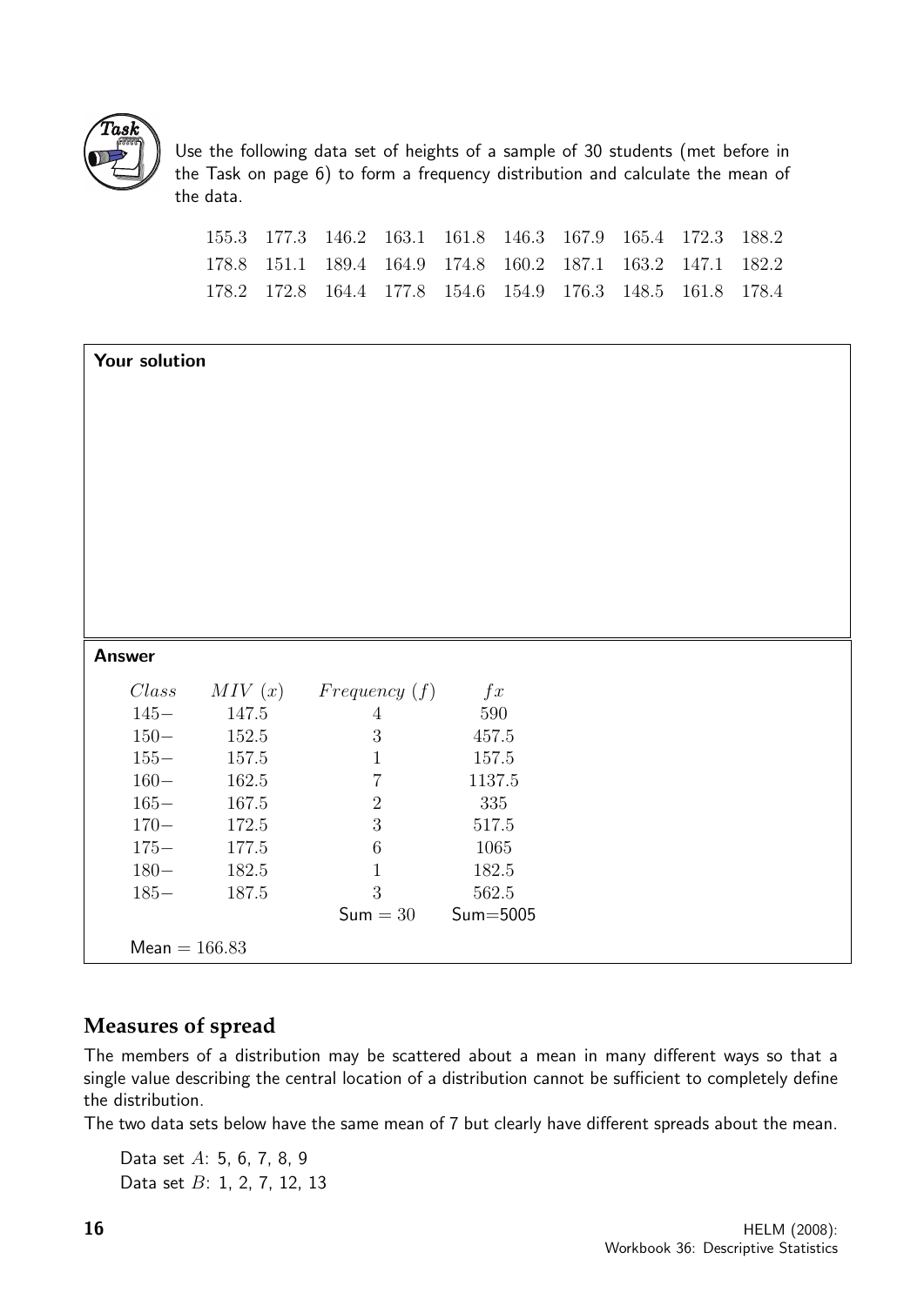**Task**

Use the following data set of heights of a sample of 30 students (met before in the Task on page 6) to form a frequency distribution and calculate the mean of the data.

| | | | | | | | | | |
|---|---|---|---|---|---|---|---|---|---|
| 155.3 | 177.3 | 146.2 | 163.1 | 161.8 | 146.3 | 167.9 | 165.4 | 172.3 | 188.2 |
| 178.8 | 151.1 | 189.4 | 164.9 | 174.8 | 160.2 | 187.1 | 163.2 | 147.1 | 182.2 |
| 178.2 | 172.8 | 164.4 | 177.8 | 154.6 | 154.9 | 176.3 | 148.5 | 161.8 | 178.4 |

**Your solution**

**Answer**

| *Class* | *MIV* ($x$) | *Frequency* ($f$) | $fx$ |
|---|---|---|---|
| 145− | 147.5 | 4 | 590 |
| 150− | 152.5 | 3 | 457.5 |
| 155− | 157.5 | 1 | 157.5 |
| 160− | 162.5 | 7 | 1137.5 |
| 165− | 167.5 | 2 | 335 |
| 170− | 172.5 | 3 | 517.5 |
| 175− | 177.5 | 6 | 1065 |
| 180− | 182.5 | 1 | 182.5 |
| 185− | 187.5 | 3 | 562.5 |
| | | Sum = 30 | Sum=5005 |

Mean = 166.83

## Measures of spread

The members of a distribution may be scattered about a mean in many different ways so that a single value describing the central location of a distribution cannot be sufficient to completely define the distribution.

The two data sets below have the same mean of 7 but clearly have different spreads about the mean.

Data set $A$: 5, 6, 7, 8, 9
Data set $B$: 1, 2, 7, 12, 13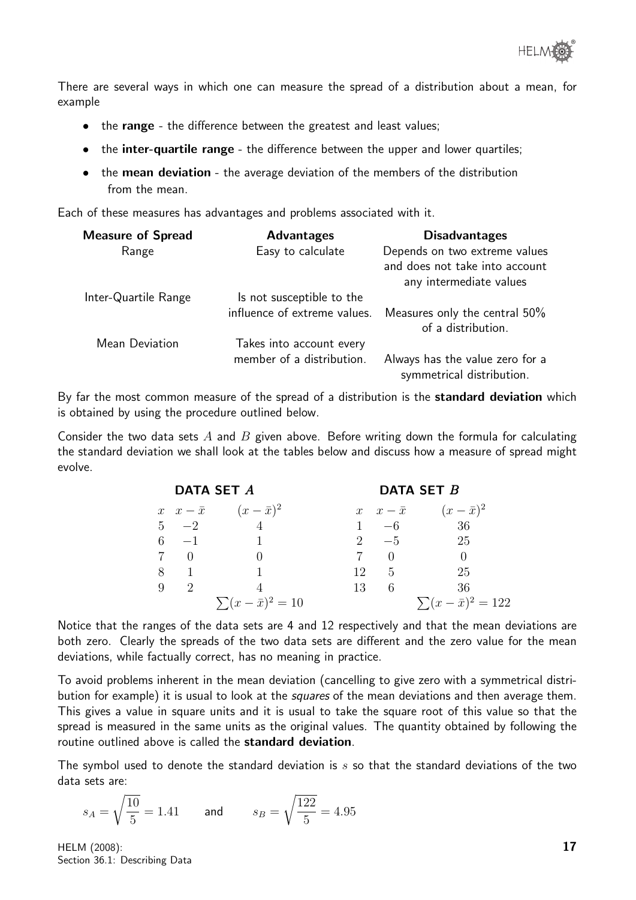There are several ways in which one can measure the spread of a distribution about a mean, for example

- the **range** - the difference between the greatest and least values;
- the **inter-quartile range** - the difference between the upper and lower quartiles;
- the **mean deviation** - the average deviation of the members of the distribution from the mean.

Each of these measures has advantages and problems associated with it.

| Measure of Spread | Advantages | Disadvantages |
|---|---|---|
| Range | Easy to calculate | Depends on two extreme values and does not take into account any intermediate values |
| Inter-Quartile Range | Is not susceptible to the influence of extreme values. | Measures only the central 50% of a distribution. |
| Mean Deviation | Takes into account every member of a distribution. | Always has the value zero for a symmetrical distribution. |

By far the most common measure of the spread of a distribution is the **standard deviation** which is obtained by using the procedure outlined below.

Consider the two data sets $A$ and $B$ given above. Before writing down the formula for calculating the standard deviation we shall look at the tables below and discuss how a measure of spread might evolve.

**DATA SET $A$**

| $x$ | $x-\bar{x}$ | $(x-\bar{x})^2$ |
|---|---|---|
| 5 | $-2$ | 4 |
| 6 | $-1$ | 1 |
| 7 | 0 | 0 |
| 8 | 1 | 1 |
| 9 | 2 | 4 |
| | | $\sum(x-\bar{x})^2 = 10$ |

**DATA SET $B$**

| $x$ | $x-\bar{x}$ | $(x-\bar{x})^2$ |
|---|---|---|
| 1 | $-6$ | 36 |
| 2 | $-5$ | 25 |
| 7 | 0 | 0 |
| 12 | 5 | 25 |
| 13 | 6 | 36 |
| | | $\sum(x-\bar{x})^2 = 122$ |

Notice that the ranges of the data sets are 4 and 12 respectively and that the mean deviations are both zero. Clearly the spreads of the two data sets are different and the zero value for the mean deviations, while factually correct, has no meaning in practice.

To avoid problems inherent in the mean deviation (cancelling to give zero with a symmetrical distribution for example) it is usual to look at the *squares* of the mean deviations and then average them. This gives a value in square units and it is usual to take the square root of this value so that the spread is measured in the same units as the original values. The quantity obtained by following the routine outlined above is called the **standard deviation**.

The symbol used to denote the standard deviation is $s$ so that the standard deviations of the two data sets are:

$$s_A = \sqrt{\frac{10}{5}} = 1.41 \qquad \text{and} \qquad s_B = \sqrt{\frac{122}{5}} = 4.95$$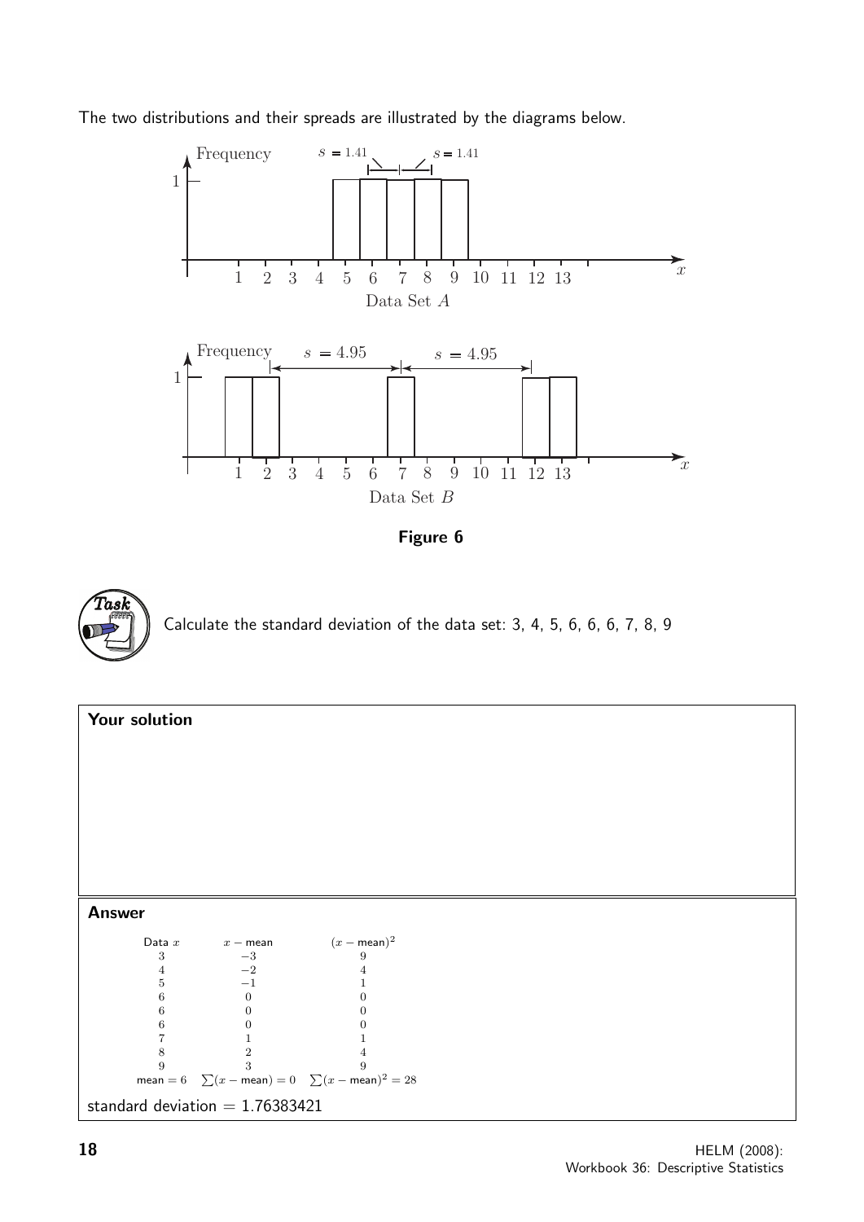The two distributions and their spreads are illustrated by the diagrams below.

**Figure 6**

**Task**

Calculate the standard deviation of the data set: 3, 4, 5, 6, 6, 6, 7, 8, 9

**Your solution**

**Answer**

| Data $x$ | $x -$ mean | $(x -$ mean$)^2$ |
|---|---|---|
| 3 | $-3$ | 9 |
| 4 | $-2$ | 4 |
| 5 | $-1$ | 1 |
| 6 | 0 | 0 |
| 6 | 0 | 0 |
| 6 | 0 | 0 |
| 7 | 1 | 1 |
| 8 | 2 | 4 |
| 9 | 3 | 9 |
| mean $= 6$ | $\sum(x -$ mean$) = 0$ | $\sum(x -$ mean$)^2 = 28$ |

standard deviation = 1.76383421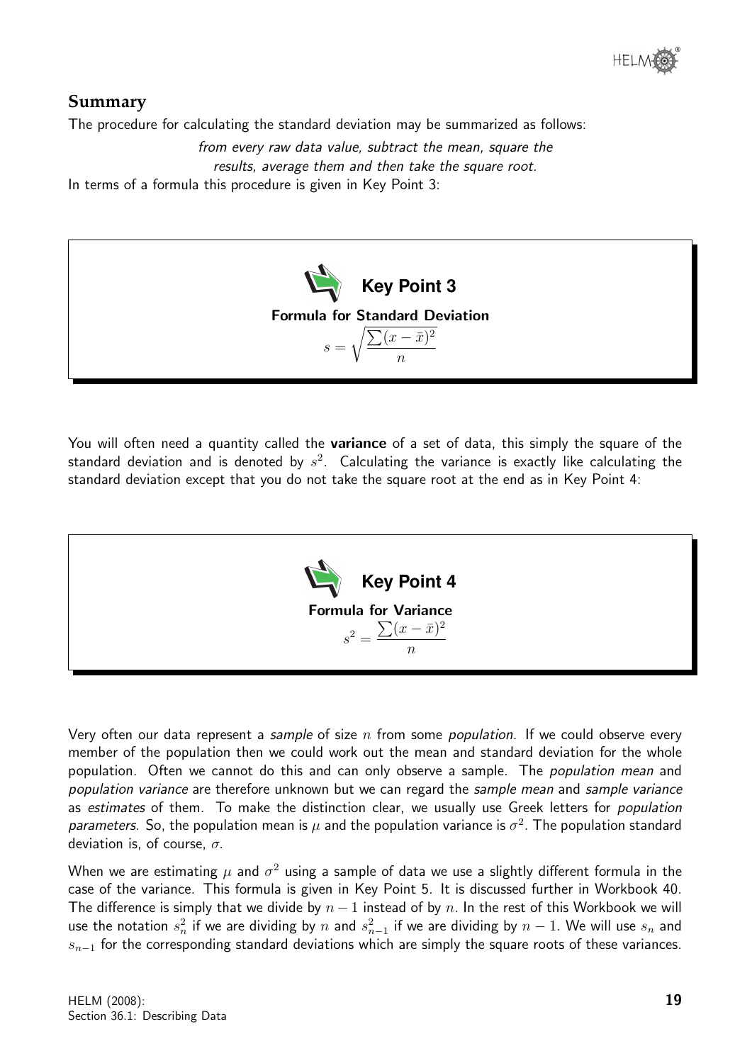## Summary

The procedure for calculating the standard deviation may be summarized as follows:

*from every raw data value, subtract the mean, square the results, average them and then take the square root.*

In terms of a formula this procedure is given in Key Point 3:

> **Key Point 3**
>
> **Formula for Standard Deviation**
>
> $$s = \sqrt{\frac{\sum(x-\bar{x})^2}{n}}$$

You will often need a quantity called the **variance** of a set of data, this simply the square of the standard deviation and is denoted by $s^2$. Calculating the variance is exactly like calculating the standard deviation except that you do not take the square root at the end as in Key Point 4:

> **Key Point 4**
>
> **Formula for Variance**
>
> $$s^2 = \frac{\sum(x-\bar{x})^2}{n}$$

Very often our data represent a *sample* of size $n$ from some *population*. If we could observe every member of the population then we could work out the mean and standard deviation for the whole population. Often we cannot do this and can only observe a sample. The *population mean* and *population variance* are therefore unknown but we can regard the *sample mean* and *sample variance* as *estimates* of them. To make the distinction clear, we usually use Greek letters for *population parameters*. So, the population mean is $\mu$ and the population variance is $\sigma^2$. The population standard deviation is, of course, $\sigma$.

When we are estimating $\mu$ and $\sigma^2$ using a sample of data we use a slightly different formula in the case of the variance. This formula is given in Key Point 5. It is discussed further in Workbook 40. The difference is simply that we divide by $n-1$ instead of by $n$. In the rest of this Workbook we will use the notation $s_n^2$ if we are dividing by $n$ and $s_{n-1}^2$ if we are dividing by $n-1$. We will use $s_n$ and $s_{n-1}$ for the corresponding standard deviations which are simply the square roots of these variances.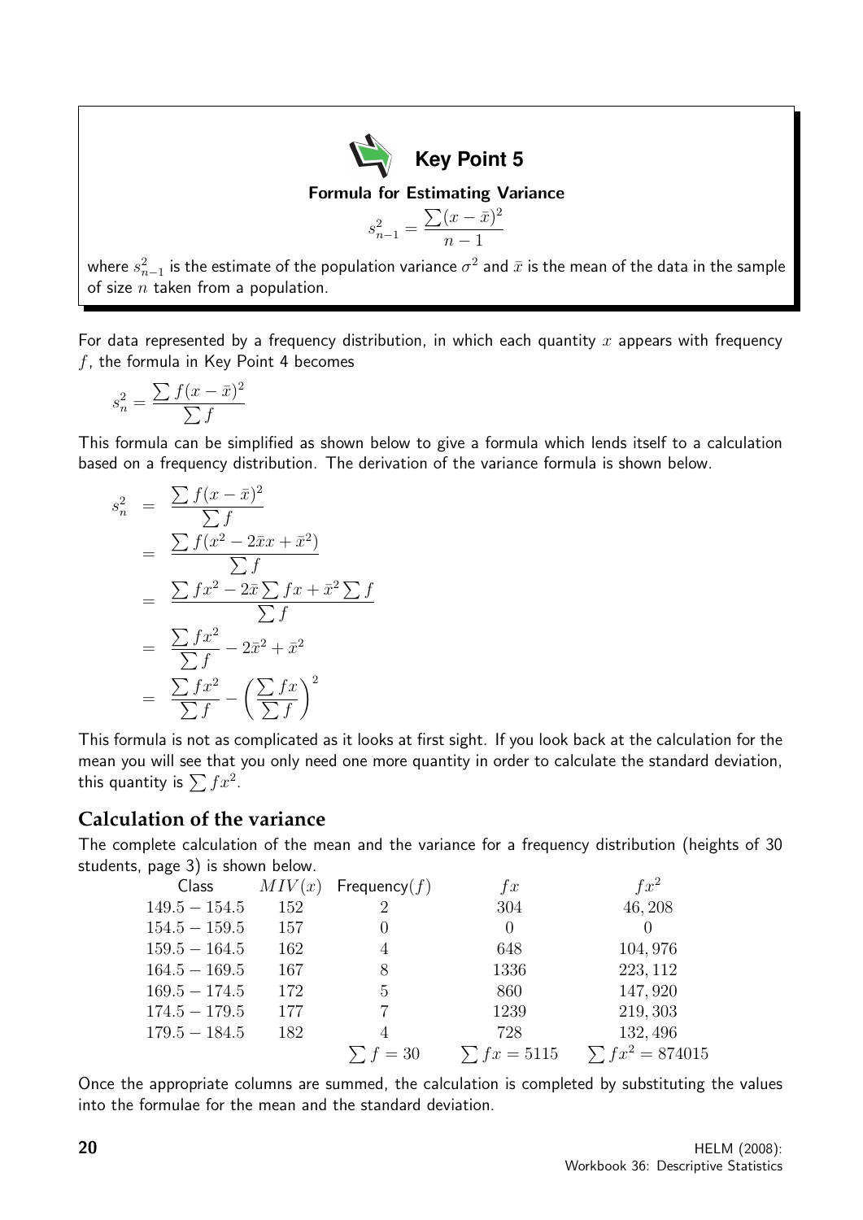**Key Point 5**

**Formula for Estimating Variance**

$$s_{n-1}^2 = \frac{\sum(x-\bar{x})^2}{n-1}$$

where $s_{n-1}^2$ is the estimate of the population variance $\sigma^2$ and $\bar{x}$ is the mean of the data in the sample of size $n$ taken from a population.

For data represented by a frequency distribution, in which each quantity $x$ appears with frequency $f$, the formula in Key Point 4 becomes

$$s_n^2 = \frac{\sum f(x-\bar{x})^2}{\sum f}$$

This formula can be simplified as shown below to give a formula which lends itself to a calculation based on a frequency distribution. The derivation of the variance formula is shown below.

$$\begin{aligned}
s_n^2 &= \frac{\sum f(x-\bar{x})^2}{\sum f} \\
&= \frac{\sum f(x^2 - 2\bar{x}x + \bar{x}^2)}{\sum f} \\
&= \frac{\sum fx^2 - 2\bar{x}\sum fx + \bar{x}^2\sum f}{\sum f} \\
&= \frac{\sum fx^2}{\sum f} - 2\bar{x}^2 + \bar{x}^2 \\
&= \frac{\sum fx^2}{\sum f} - \left(\frac{\sum fx}{\sum f}\right)^2
\end{aligned}$$

This formula is not as complicated as it looks at first sight. If you look back at the calculation for the mean you will see that you only need one more quantity in order to calculate the standard deviation, this quantity is $\sum fx^2$.

## Calculation of the variance

The complete calculation of the mean and the variance for a frequency distribution (heights of 30 students, page 3) is shown below.

| Class | $MIV(x)$ | Frequency($f$) | $fx$ | $fx^2$ |
|---|---|---|---|---|
| $149.5 - 154.5$ | 152 | 2 | 304 | 46,208 |
| $154.5 - 159.5$ | 157 | 0 | 0 | 0 |
| $159.5 - 164.5$ | 162 | 4 | 648 | 104,976 |
| $164.5 - 169.5$ | 167 | 8 | 1336 | 223,112 |
| $169.5 - 174.5$ | 172 | 5 | 860 | 147,920 |
| $174.5 - 179.5$ | 177 | 7 | 1239 | 219,303 |
| $179.5 - 184.5$ | 182 | 4 | 728 | 132,496 |
| | | $\sum f = 30$ | $\sum fx = 5115$ | $\sum fx^2 = 874015$ |

Once the appropriate columns are summed, the calculation is completed by substituting the values into the formulae for the mean and the standard deviation.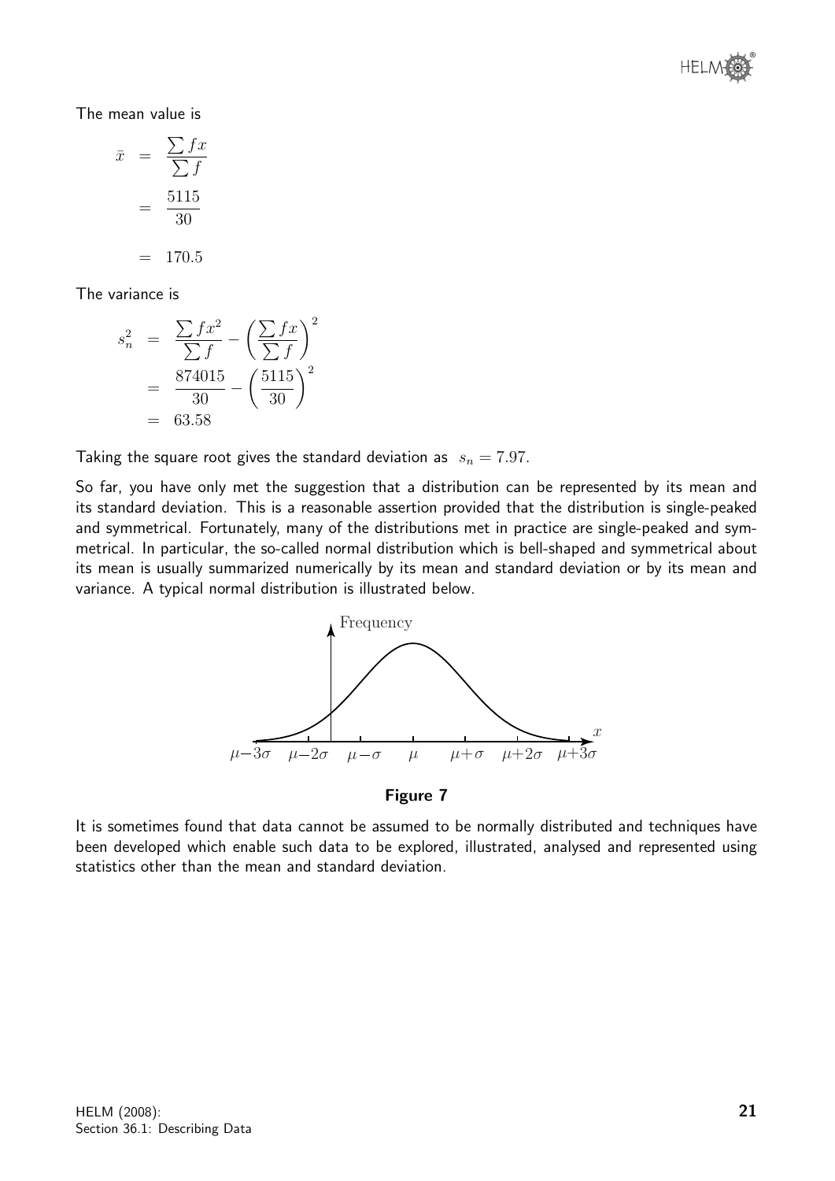The mean value is

$$\bar{x} = \frac{\sum fx}{\sum f} = \frac{5115}{30} = 170.5$$

The variance is

$$s_n^2 = \frac{\sum fx^2}{\sum f} - \left(\frac{\sum fx}{\sum f}\right)^2 = \frac{874015}{30} - \left(\frac{5115}{30}\right)^2 = 63.58$$

Taking the square root gives the standard deviation as $s_n = 7.97$.

So far, you have only met the suggestion that a distribution can be represented by its mean and its standard deviation. This is a reasonable assertion provided that the distribution is single-peaked and symmetrical. Fortunately, many of the distributions met in practice are single-peaked and symmetrical. In particular, the so-called normal distribution which is bell-shaped and symmetrical about its mean is usually summarized numerically by its mean and standard deviation or by its mean and variance. A typical normal distribution is illustrated below.

**Figure 7**

It is sometimes found that data cannot be assumed to be normally distributed and techniques have been developed which enable such data to be explored, illustrated, analysed and represented using statistics other than the mean and standard deviation.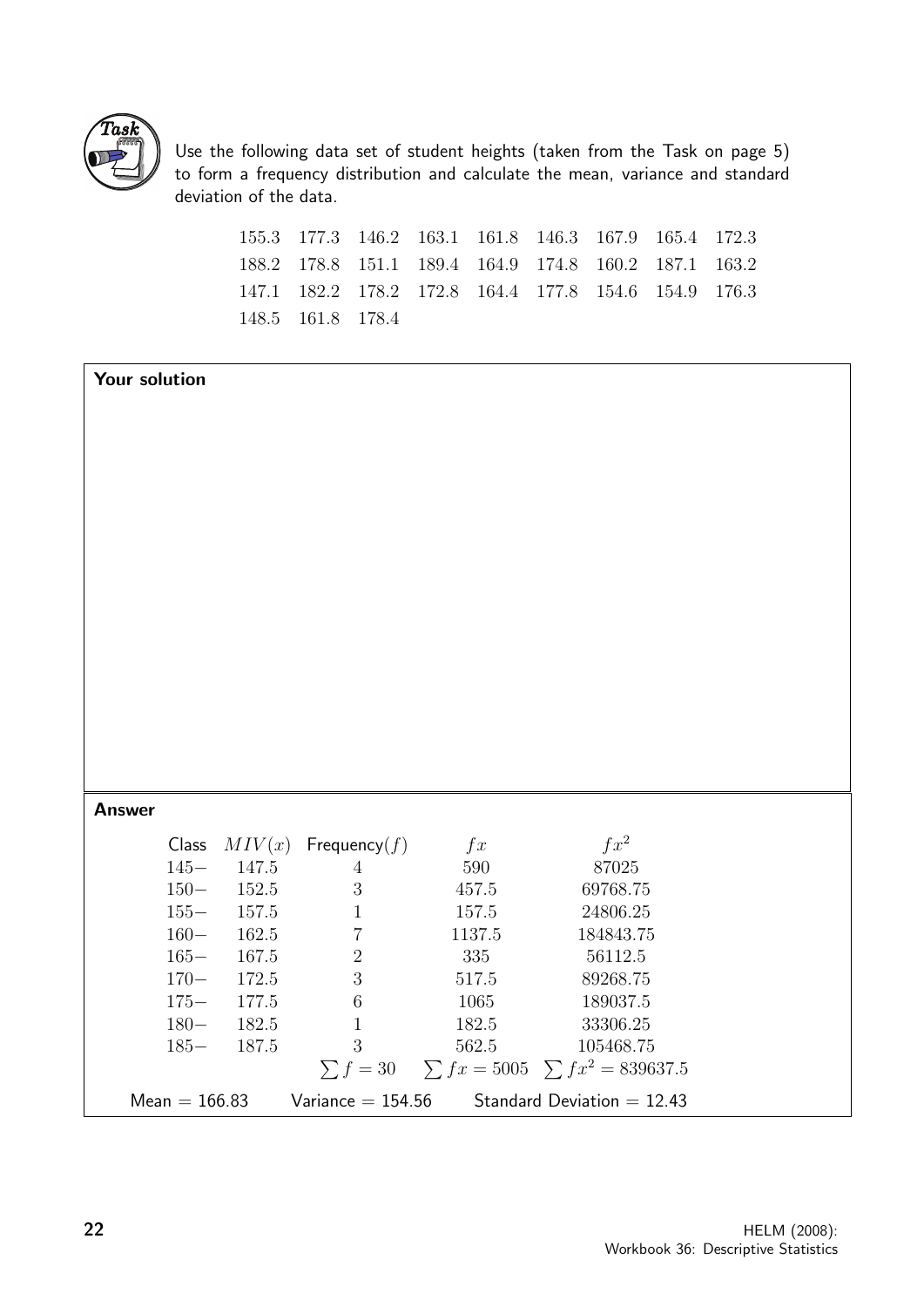**Task**

Use the following data set of student heights (taken from the Task on page 5) to form a frequency distribution and calculate the mean, variance and standard deviation of the data.

| | | | | | | | | |
|---|---|---|---|---|---|---|---|---|
| 155.3 | 177.3 | 146.2 | 163.1 | 161.8 | 146.3 | 167.9 | 165.4 | 172.3 |
| 188.2 | 178.8 | 151.1 | 189.4 | 164.9 | 174.8 | 160.2 | 187.1 | 163.2 |
| 147.1 | 182.2 | 178.2 | 172.8 | 164.4 | 177.8 | 154.6 | 154.9 | 176.3 |
| 148.5 | 161.8 | 178.4 | | | | | | |

**Your solution**

**Answer**

| Class | $MIV(x)$ | Frequency($f$) | $fx$ | $fx^2$ |
|---|---|---|---|---|
| 145− | 147.5 | 4 | 590 | 87025 |
| 150− | 152.5 | 3 | 457.5 | 69768.75 |
| 155− | 157.5 | 1 | 157.5 | 24806.25 |
| 160− | 162.5 | 7 | 1137.5 | 184843.75 |
| 165− | 167.5 | 2 | 335 | 56112.5 |
| 170− | 172.5 | 3 | 517.5 | 89268.75 |
| 175− | 177.5 | 6 | 1065 | 189037.5 |
| 180− | 182.5 | 1 | 182.5 | 33306.25 |
| 185− | 187.5 | 3 | 562.5 | 105468.75 |
| | | $\sum f = 30$ | $\sum fx = 5005$ | $\sum fx^2 = 839637.5$ |

Mean = 166.83 Variance = 154.56 Standard Deviation = 12.43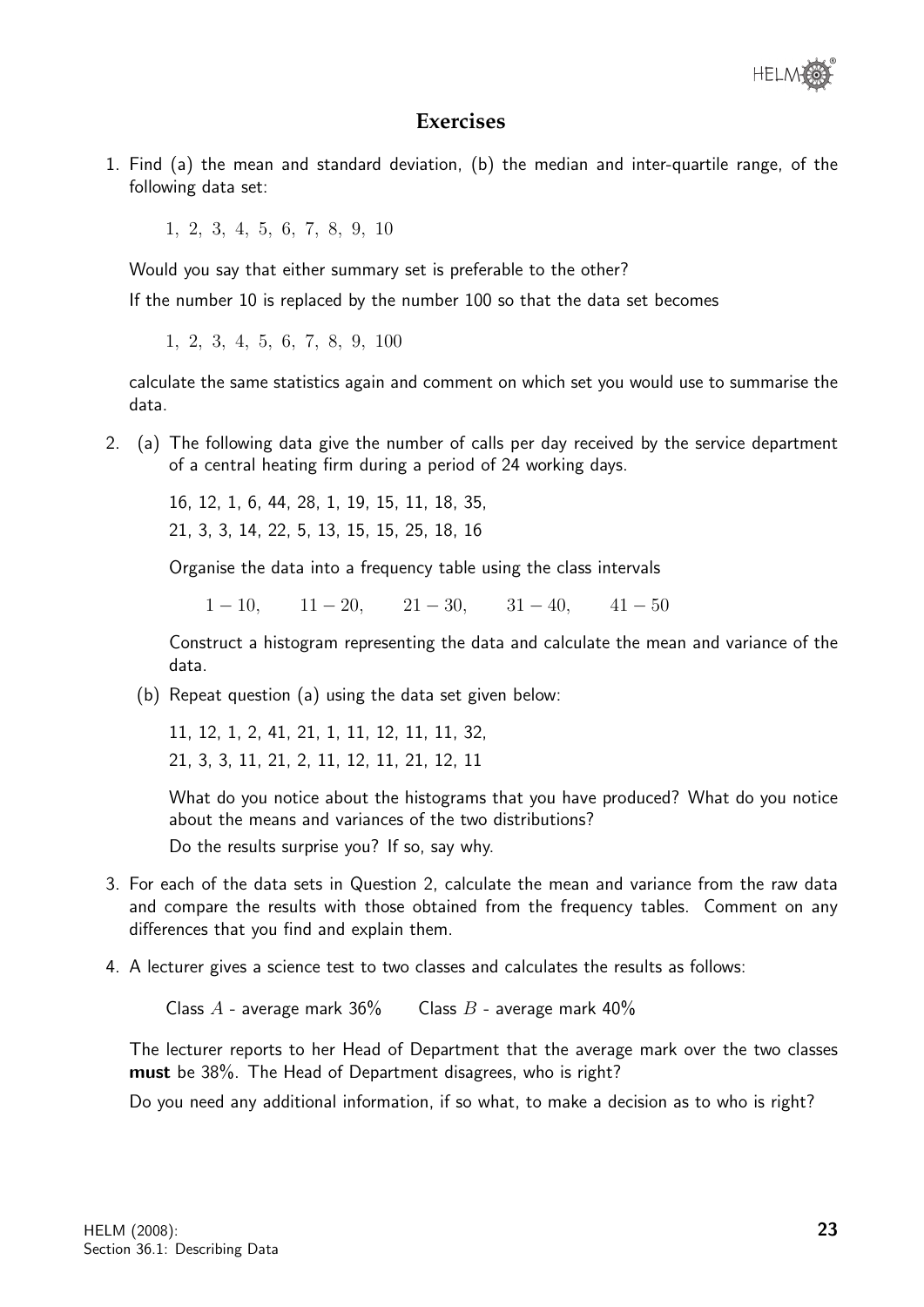## Exercises

1. Find (a) the mean and standard deviation, (b) the median and inter-quartile range, of the following data set:

   $1,\ 2,\ 3,\ 4,\ 5,\ 6,\ 7,\ 8,\ 9,\ 10$

   Would you say that either summary set is preferable to the other?

   If the number 10 is replaced by the number 100 so that the data set becomes

   $1,\ 2,\ 3,\ 4,\ 5,\ 6,\ 7,\ 8,\ 9,\ 100$

   calculate the same statistics again and comment on which set you would use to summarise the data.

2. (a) The following data give the number of calls per day received by the service department of a central heating firm during a period of 24 working days.

   16, 12, 1, 6, 44, 28, 1, 19, 15, 11, 18, 35,

   21, 3, 3, 14, 22, 5, 13, 15, 15, 25, 18, 16

   Organise the data into a frequency table using the class intervals

   $1-10, \qquad 11-20, \qquad 21-30, \qquad 31-40, \qquad 41-50$

   Construct a histogram representing the data and calculate the mean and variance of the data.

   (b) Repeat question (a) using the data set given below:

   11, 12, 1, 2, 41, 21, 1, 11, 12, 11, 11, 32,

   21, 3, 3, 11, 21, 2, 11, 12, 11, 21, 12, 11

   What do you notice about the histograms that you have produced? What do you notice about the means and variances of the two distributions?

   Do the results surprise you? If so, say why.

3. For each of the data sets in Question 2, calculate the mean and variance from the raw data and compare the results with those obtained from the frequency tables. Comment on any differences that you find and explain them.

4. A lecturer gives a science test to two classes and calculates the results as follows:

   Class $A$ - average mark 36% Class $B$ - average mark 40%

   The lecturer reports to her Head of Department that the average mark over the two classes **must** be 38%. The Head of Department disagrees, who is right?

   Do you need any additional information, if so what, to make a decision as to who is right?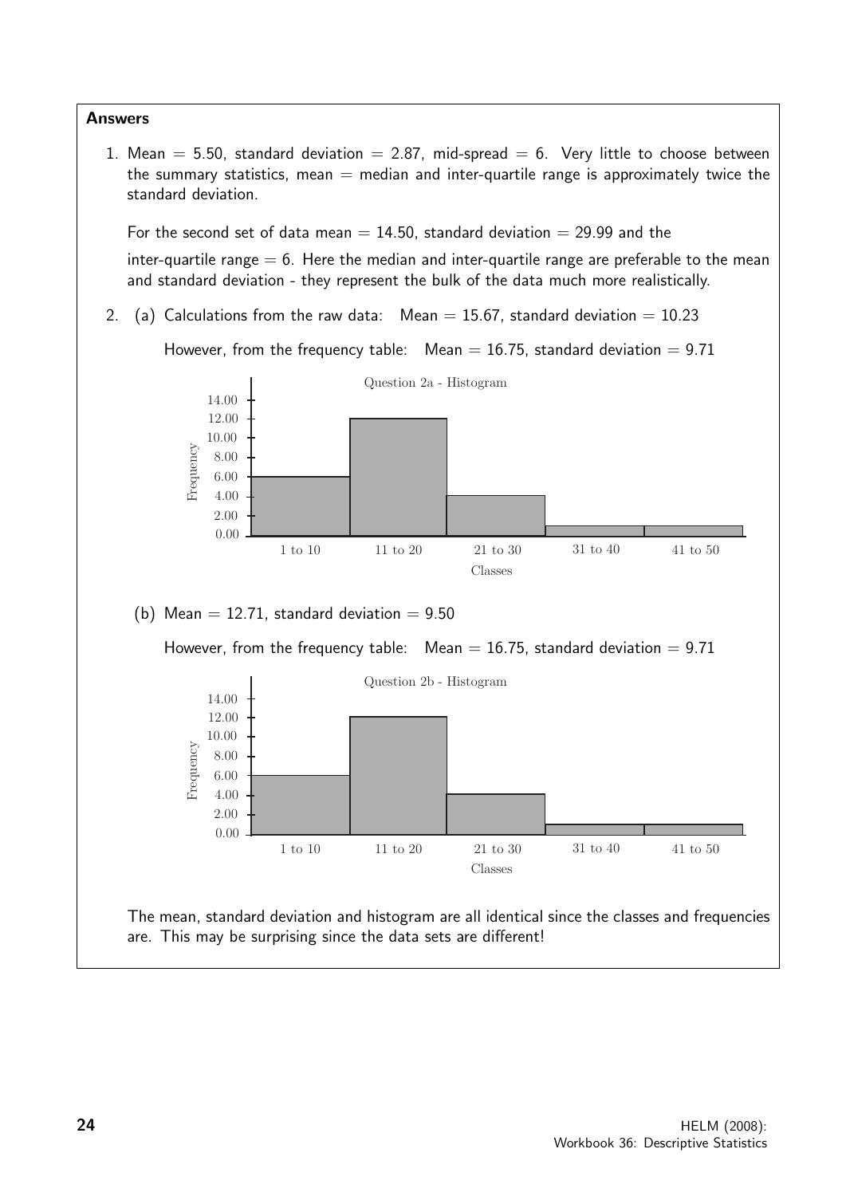**Answers**

1. Mean = 5.50, standard deviation = 2.87, mid-spread = 6. Very little to choose between the summary statistics, mean = median and inter-quartile range is approximately twice the standard deviation.

   For the second set of data mean = 14.50, standard deviation = 29.99 and the inter-quartile range = 6. Here the median and inter-quartile range are preferable to the mean and standard deviation - they represent the bulk of the data much more realistically.

2. (a) Calculations from the raw data: Mean = 15.67, standard deviation = 10.23

   However, from the frequency table: Mean = 16.75, standard deviation = 9.71

   Question 2a - Histogram

   | Classes | Frequency |
   | --- | --- |
   | 1 to 10 | 6 |
   | 11 to 20 | 12 |
   | 21 to 30 | 4 |
   | 31 to 40 | 1 |
   | 41 to 50 | 1 |

   (b) Mean = 12.71, standard deviation = 9.50

   However, from the frequency table: Mean = 16.75, standard deviation = 9.71

   Question 2b - Histogram

   | Classes | Frequency |
   | --- | --- |
   | 1 to 10 | 6 |
   | 11 to 20 | 12 |
   | 21 to 30 | 4 |
   | 31 to 40 | 1 |
   | 41 to 50 | 1 |

   The mean, standard deviation and histogram are all identical since the classes and frequencies are. This may be surprising since the data sets are different!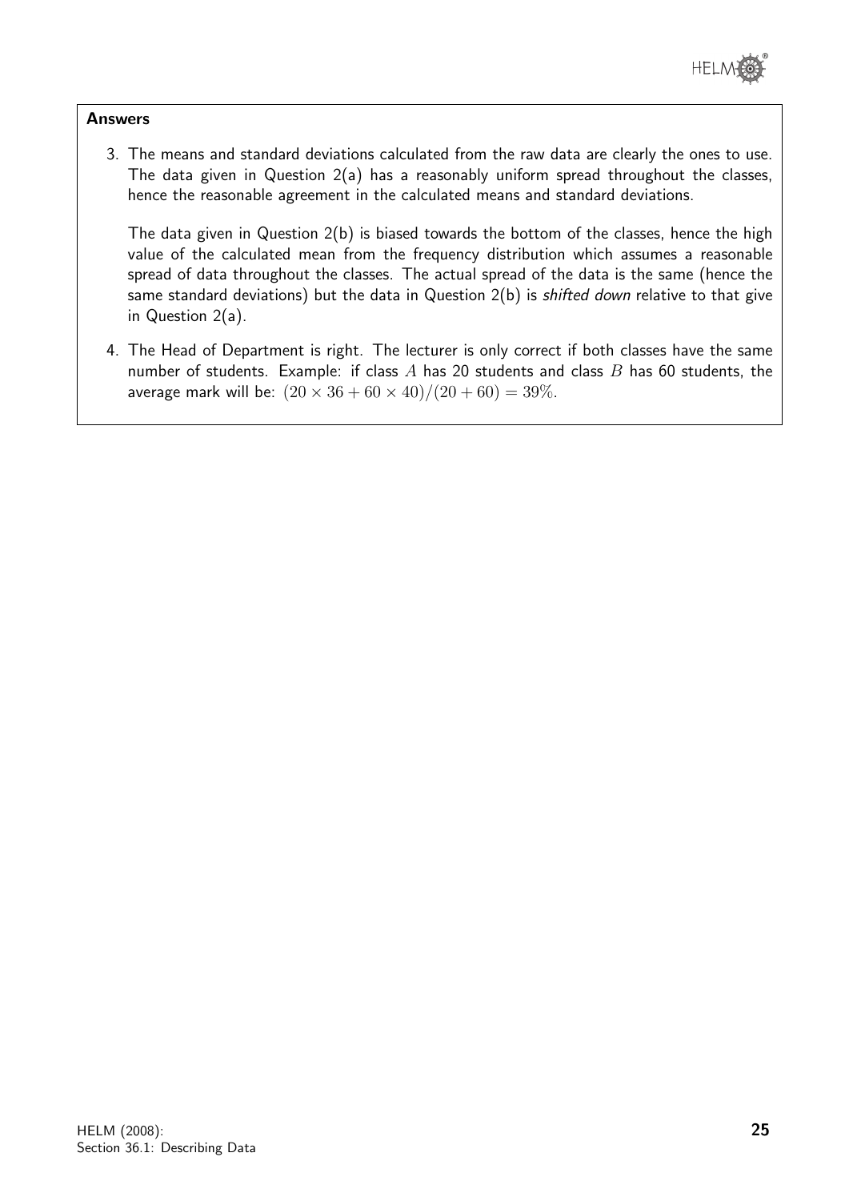**Answers**

3. The means and standard deviations calculated from the raw data are clearly the ones to use. The data given in Question 2(a) has a reasonably uniform spread throughout the classes, hence the reasonable agreement in the calculated means and standard deviations.

   The data given in Question 2(b) is biased towards the bottom of the classes, hence the high value of the calculated mean from the frequency distribution which assumes a reasonable spread of data throughout the classes. The actual spread of the data is the same (hence the same standard deviations) but the data in Question 2(b) is *shifted down* relative to that give in Question 2(a).

4. The Head of Department is right. The lecturer is only correct if both classes have the same number of students. Example: if class $A$ has 20 students and class $B$ has 60 students, the average mark will be: $(20 \times 36 + 60 \times 40)/(20 + 60) = 39\%$.